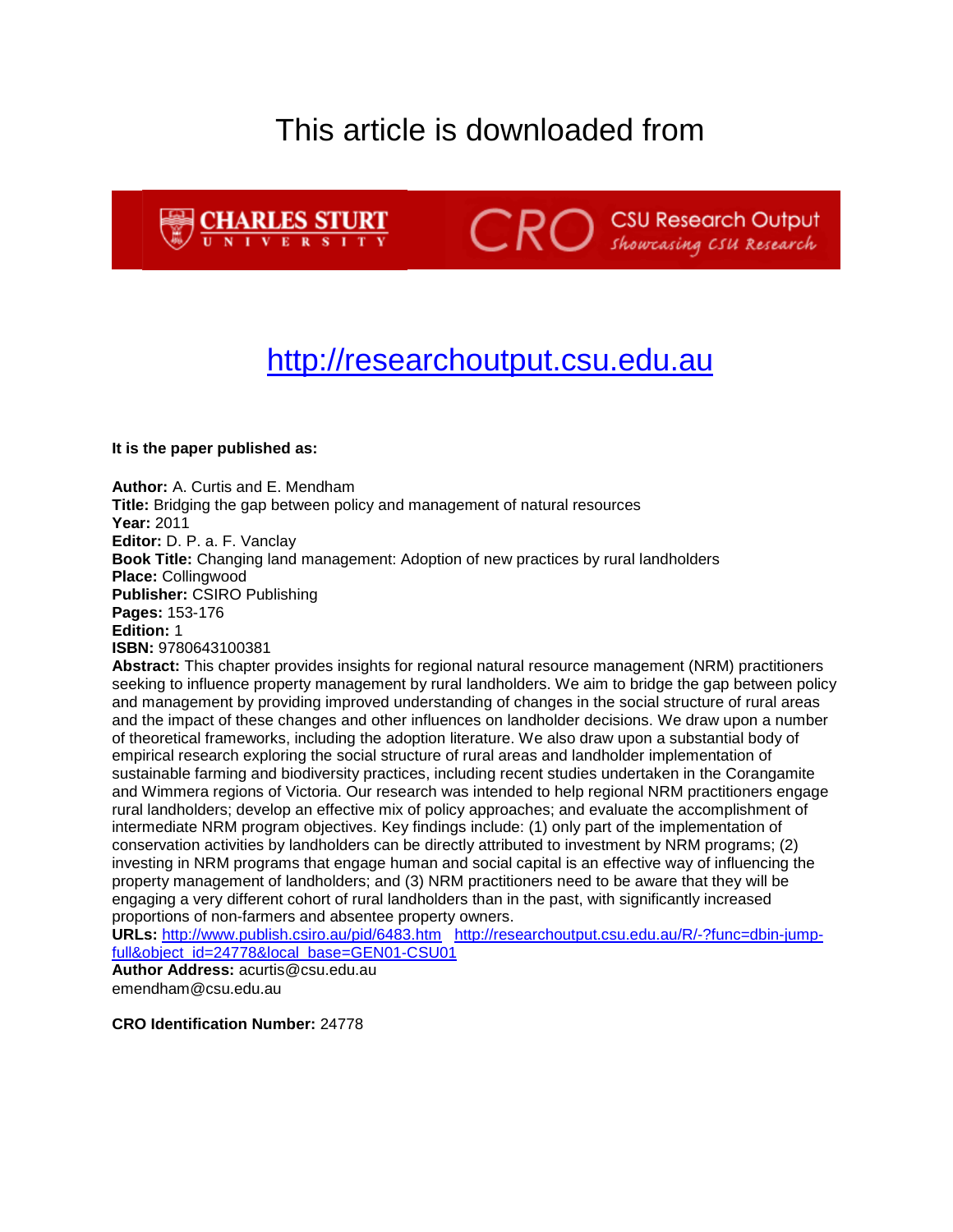# This article is downloaded from

CHARLES STURT UNIVERSITY

CRO CSU Research Output *Showcasing CSU Research*

http://researchoutput.csu.edu.au

**It is the paper published as:**

**Author:** A. Curtis and E. Mendham
**Title:** Bridging the gap between policy and management of natural resources
**Year:** 2011
**Editor:** D. P. a. F. Vanclay
**Book Title:** Changing land management: Adoption of new practices by rural landholders
**Place:** Collingwood
**Publisher:** CSIRO Publishing
**Pages:** 153-176
**Edition:** 1
**ISBN:** 9780643100381
**Abstract:** This chapter provides insights for regional natural resource management (NRM) practitioners seeking to influence property management by rural landholders. We aim to bridge the gap between policy and management by providing improved understanding of changes in the social structure of rural areas and the impact of these changes and other influences on landholder decisions. We draw upon a number of theoretical frameworks, including the adoption literature. We also draw upon a substantial body of empirical research exploring the social structure of rural areas and landholder implementation of sustainable farming and biodiversity practices, including recent studies undertaken in the Corangamite and Wimmera regions of Victoria. Our research was intended to help regional NRM practitioners engage rural landholders; develop an effective mix of policy approaches; and evaluate the accomplishment of intermediate NRM program objectives. Key findings include: (1) only part of the implementation of conservation activities by landholders can be directly attributed to investment by NRM programs; (2) investing in NRM programs that engage human and social capital is an effective way of influencing the property management of landholders; and (3) NRM practitioners need to be aware that they will be engaging a very different cohort of rural landholders than in the past, with significantly increased proportions of non-farmers and absentee property owners.
**URLs:** http://www.publish.csiro.au/pid/6483.htm http://researchoutput.csu.edu.au/R/-?func=dbin-jump-full&object_id=24778&local_base=GEN01-CSU01
**Author Address:** acurtis@csu.edu.au
emendham@csu.edu.au

**CRO Identification Number:** 24778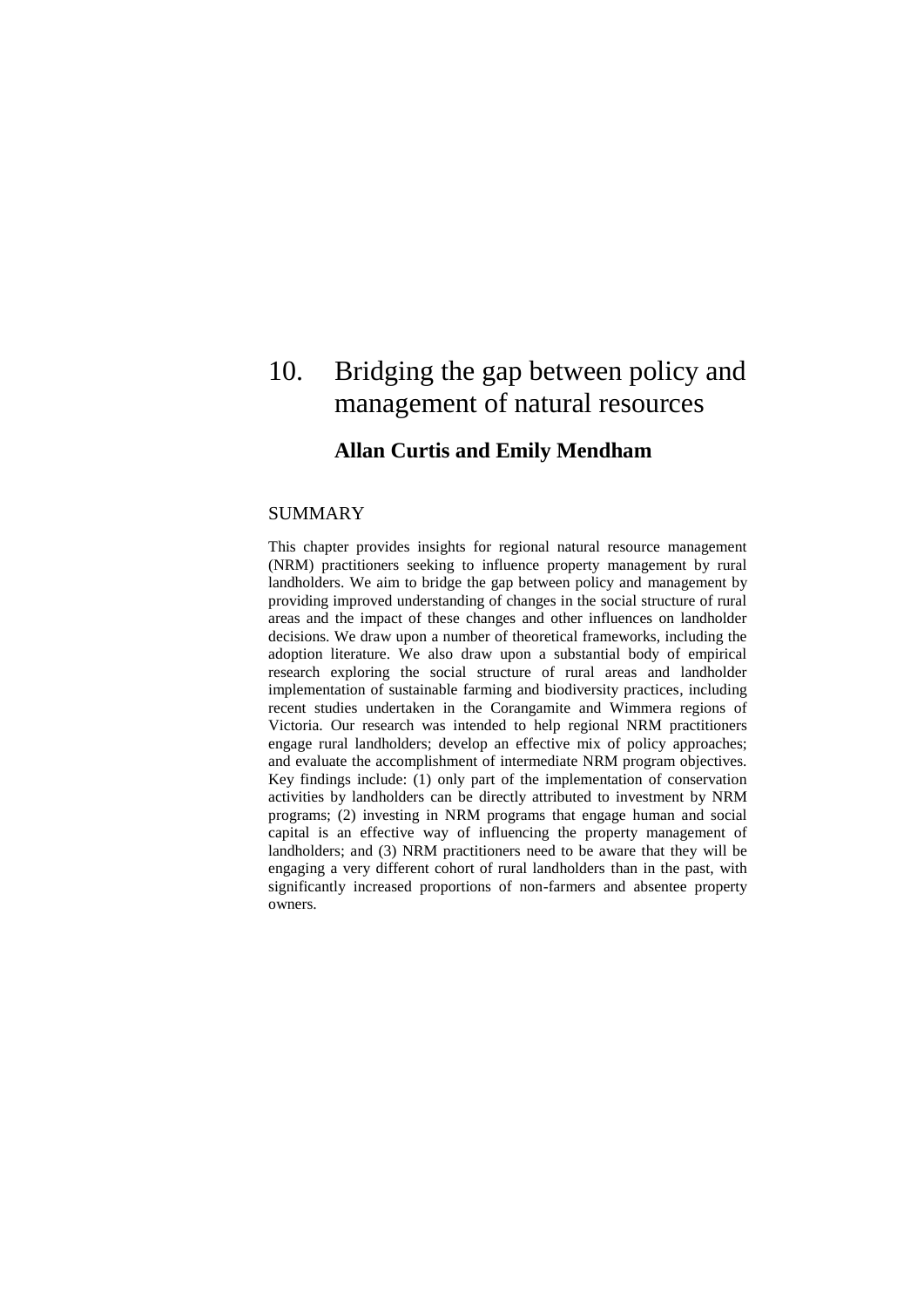# 10. Bridging the gap between policy and management of natural resources

**Allan Curtis and Emily Mendham**

## SUMMARY

This chapter provides insights for regional natural resource management (NRM) practitioners seeking to influence property management by rural landholders. We aim to bridge the gap between policy and management by providing improved understanding of changes in the social structure of rural areas and the impact of these changes and other influences on landholder decisions. We draw upon a number of theoretical frameworks, including the adoption literature. We also draw upon a substantial body of empirical research exploring the social structure of rural areas and landholder implementation of sustainable farming and biodiversity practices, including recent studies undertaken in the Corangamite and Wimmera regions of Victoria. Our research was intended to help regional NRM practitioners engage rural landholders; develop an effective mix of policy approaches; and evaluate the accomplishment of intermediate NRM program objectives. Key findings include: (1) only part of the implementation of conservation activities by landholders can be directly attributed to investment by NRM programs; (2) investing in NRM programs that engage human and social capital is an effective way of influencing the property management of landholders; and (3) NRM practitioners need to be aware that they will be engaging a very different cohort of rural landholders than in the past, with significantly increased proportions of non-farmers and absentee property owners.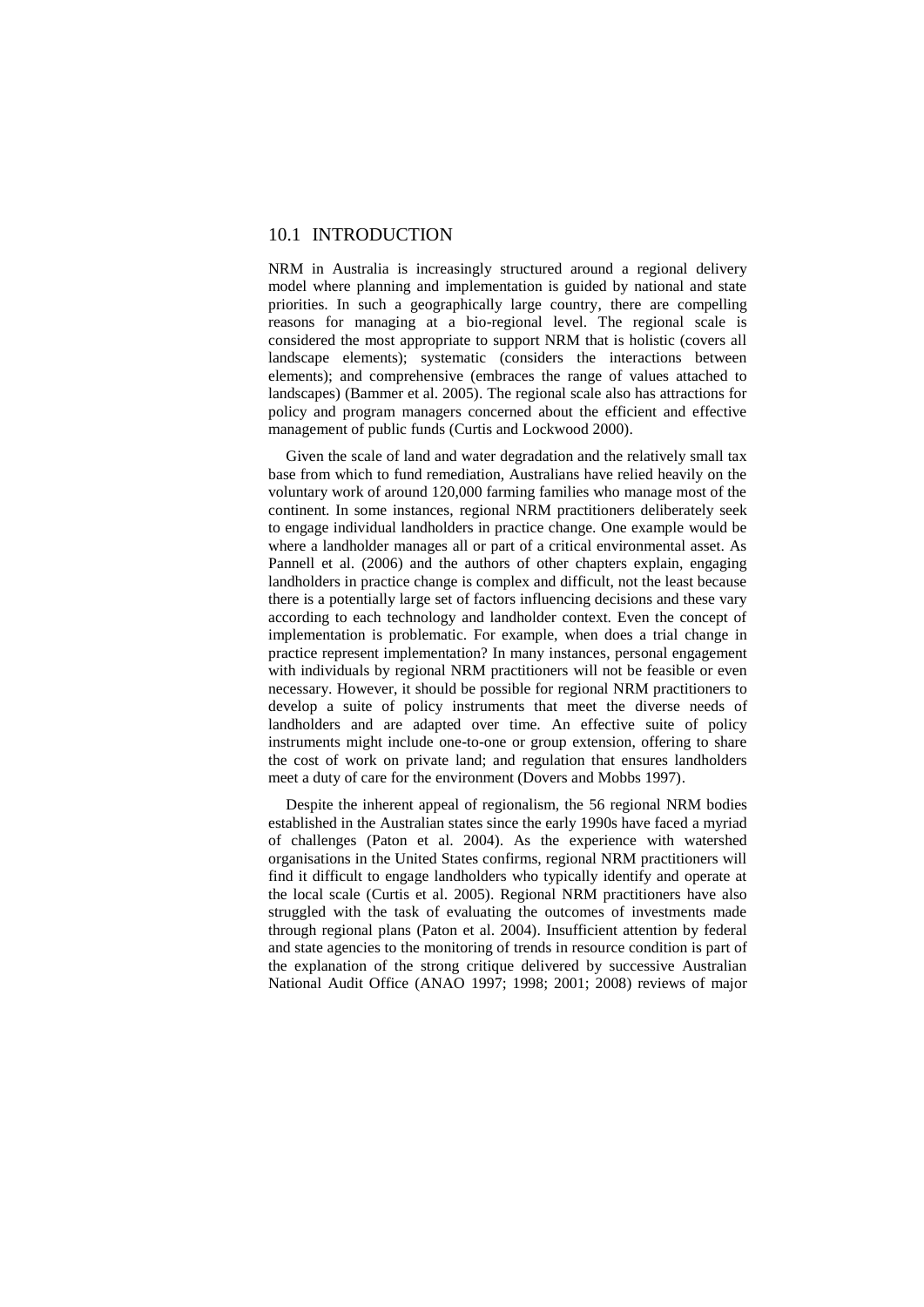## 10.1 INTRODUCTION

NRM in Australia is increasingly structured around a regional delivery model where planning and implementation is guided by national and state priorities. In such a geographically large country, there are compelling reasons for managing at a bio-regional level. The regional scale is considered the most appropriate to support NRM that is holistic (covers all landscape elements); systematic (considers the interactions between elements); and comprehensive (embraces the range of values attached to landscapes) (Bammer et al. 2005). The regional scale also has attractions for policy and program managers concerned about the efficient and effective management of public funds (Curtis and Lockwood 2000).

Given the scale of land and water degradation and the relatively small tax base from which to fund remediation, Australians have relied heavily on the voluntary work of around 120,000 farming families who manage most of the continent. In some instances, regional NRM practitioners deliberately seek to engage individual landholders in practice change. One example would be where a landholder manages all or part of a critical environmental asset. As Pannell et al. (2006) and the authors of other chapters explain, engaging landholders in practice change is complex and difficult, not the least because there is a potentially large set of factors influencing decisions and these vary according to each technology and landholder context. Even the concept of implementation is problematic. For example, when does a trial change in practice represent implementation? In many instances, personal engagement with individuals by regional NRM practitioners will not be feasible or even necessary. However, it should be possible for regional NRM practitioners to develop a suite of policy instruments that meet the diverse needs of landholders and are adapted over time. An effective suite of policy instruments might include one-to-one or group extension, offering to share the cost of work on private land; and regulation that ensures landholders meet a duty of care for the environment (Dovers and Mobbs 1997).

Despite the inherent appeal of regionalism, the 56 regional NRM bodies established in the Australian states since the early 1990s have faced a myriad of challenges (Paton et al. 2004). As the experience with watershed organisations in the United States confirms, regional NRM practitioners will find it difficult to engage landholders who typically identify and operate at the local scale (Curtis et al. 2005). Regional NRM practitioners have also struggled with the task of evaluating the outcomes of investments made through regional plans (Paton et al. 2004). Insufficient attention by federal and state agencies to the monitoring of trends in resource condition is part of the explanation of the strong critique delivered by successive Australian National Audit Office (ANAO 1997; 1998; 2001; 2008) reviews of major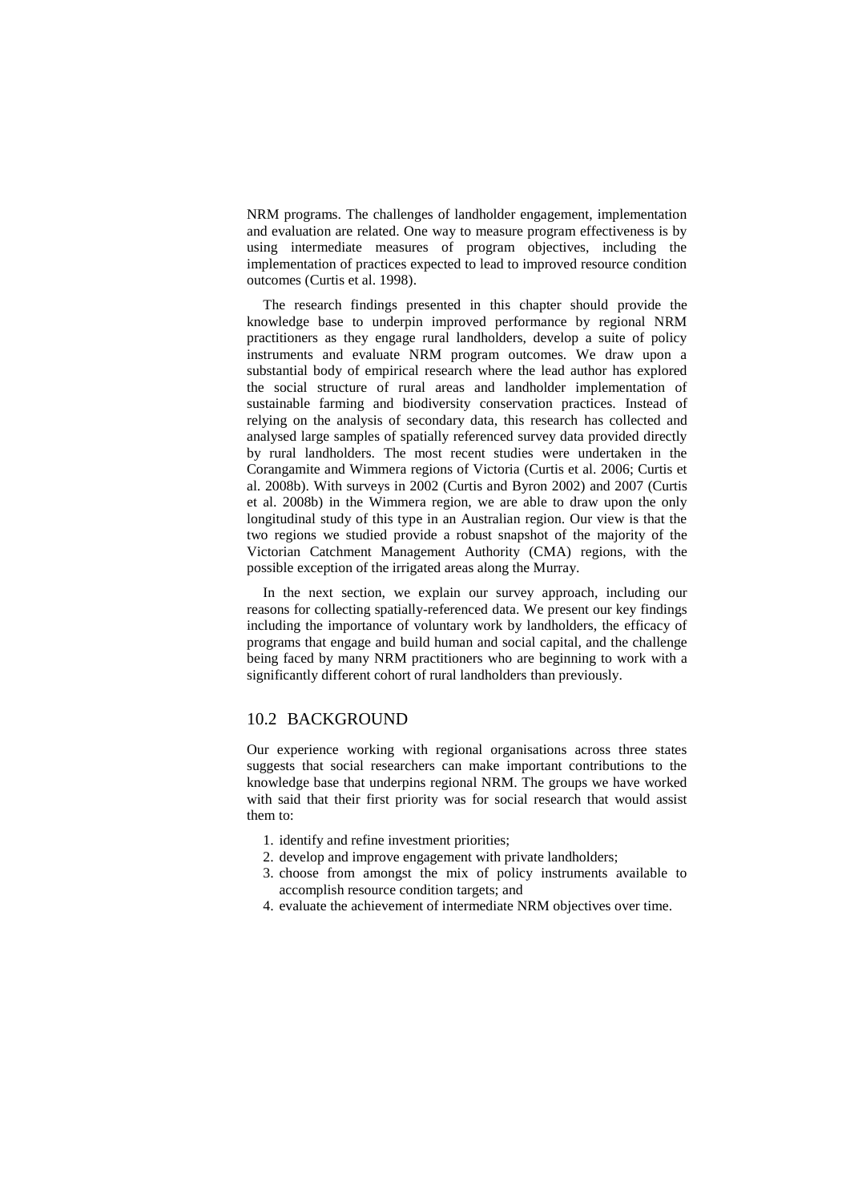NRM programs. The challenges of landholder engagement, implementation and evaluation are related. One way to measure program effectiveness is by using intermediate measures of program objectives, including the implementation of practices expected to lead to improved resource condition outcomes (Curtis et al. 1998).

The research findings presented in this chapter should provide the knowledge base to underpin improved performance by regional NRM practitioners as they engage rural landholders, develop a suite of policy instruments and evaluate NRM program outcomes. We draw upon a substantial body of empirical research where the lead author has explored the social structure of rural areas and landholder implementation of sustainable farming and biodiversity conservation practices. Instead of relying on the analysis of secondary data, this research has collected and analysed large samples of spatially referenced survey data provided directly by rural landholders. The most recent studies were undertaken in the Corangamite and Wimmera regions of Victoria (Curtis et al. 2006; Curtis et al. 2008b). With surveys in 2002 (Curtis and Byron 2002) and 2007 (Curtis et al. 2008b) in the Wimmera region, we are able to draw upon the only longitudinal study of this type in an Australian region. Our view is that the two regions we studied provide a robust snapshot of the majority of the Victorian Catchment Management Authority (CMA) regions, with the possible exception of the irrigated areas along the Murray.

In the next section, we explain our survey approach, including our reasons for collecting spatially-referenced data. We present our key findings including the importance of voluntary work by landholders, the efficacy of programs that engage and build human and social capital, and the challenge being faced by many NRM practitioners who are beginning to work with a significantly different cohort of rural landholders than previously.

## 10.2 BACKGROUND

Our experience working with regional organisations across three states suggests that social researchers can make important contributions to the knowledge base that underpins regional NRM. The groups we have worked with said that their first priority was for social research that would assist them to:

1. identify and refine investment priorities;
2. develop and improve engagement with private landholders;
3. choose from amongst the mix of policy instruments available to accomplish resource condition targets; and
4. evaluate the achievement of intermediate NRM objectives over time.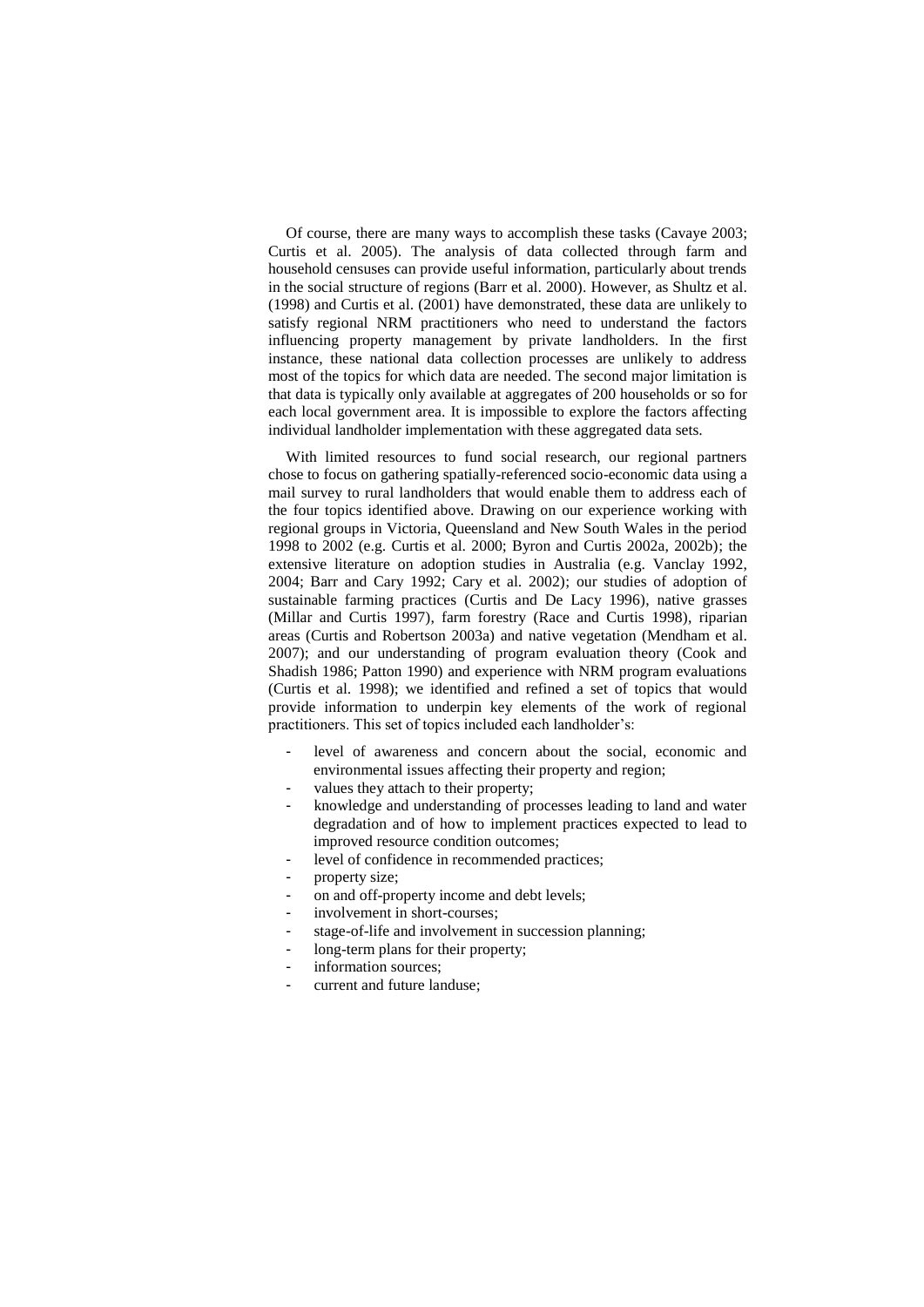Of course, there are many ways to accomplish these tasks (Cavaye 2003; Curtis et al. 2005). The analysis of data collected through farm and household censuses can provide useful information, particularly about trends in the social structure of regions (Barr et al. 2000). However, as Shultz et al. (1998) and Curtis et al. (2001) have demonstrated, these data are unlikely to satisfy regional NRM practitioners who need to understand the factors influencing property management by private landholders. In the first instance, these national data collection processes are unlikely to address most of the topics for which data are needed. The second major limitation is that data is typically only available at aggregates of 200 households or so for each local government area. It is impossible to explore the factors affecting individual landholder implementation with these aggregated data sets.

With limited resources to fund social research, our regional partners chose to focus on gathering spatially-referenced socio-economic data using a mail survey to rural landholders that would enable them to address each of the four topics identified above. Drawing on our experience working with regional groups in Victoria, Queensland and New South Wales in the period 1998 to 2002 (e.g. Curtis et al. 2000; Byron and Curtis 2002a, 2002b); the extensive literature on adoption studies in Australia (e.g. Vanclay 1992, 2004; Barr and Cary 1992; Cary et al. 2002); our studies of adoption of sustainable farming practices (Curtis and De Lacy 1996), native grasses (Millar and Curtis 1997), farm forestry (Race and Curtis 1998), riparian areas (Curtis and Robertson 2003a) and native vegetation (Mendham et al. 2007); and our understanding of program evaluation theory (Cook and Shadish 1986; Patton 1990) and experience with NRM program evaluations (Curtis et al. 1998); we identified and refined a set of topics that would provide information to underpin key elements of the work of regional practitioners. This set of topics included each landholder's:

- level of awareness and concern about the social, economic and environmental issues affecting their property and region;
- values they attach to their property;
- knowledge and understanding of processes leading to land and water degradation and of how to implement practices expected to lead to improved resource condition outcomes;
- level of confidence in recommended practices;
- property size;
- on and off-property income and debt levels;
- involvement in short-courses;
- stage-of-life and involvement in succession planning;
- long-term plans for their property;
- information sources;
- current and future landuse;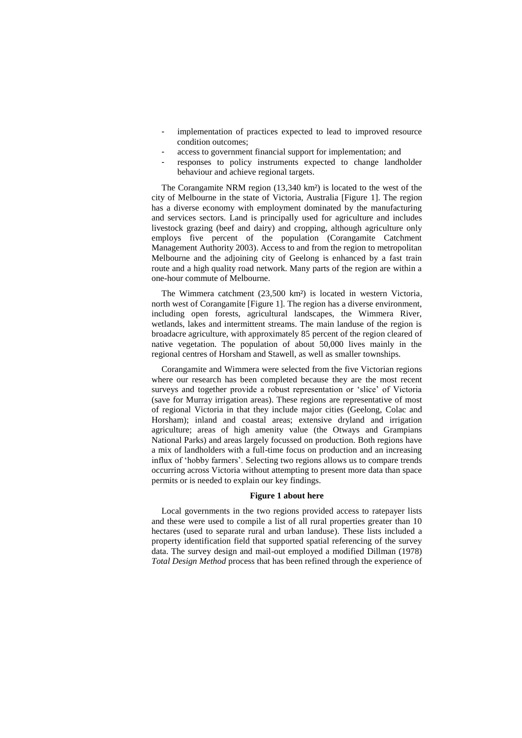- implementation of practices expected to lead to improved resource condition outcomes;
- access to government financial support for implementation; and
- responses to policy instruments expected to change landholder behaviour and achieve regional targets.

The Corangamite NRM region (13,340 km²) is located to the west of the city of Melbourne in the state of Victoria, Australia [Figure 1]. The region has a diverse economy with employment dominated by the manufacturing and services sectors. Land is principally used for agriculture and includes livestock grazing (beef and dairy) and cropping, although agriculture only employs five percent of the population (Corangamite Catchment Management Authority 2003). Access to and from the region to metropolitan Melbourne and the adjoining city of Geelong is enhanced by a fast train route and a high quality road network. Many parts of the region are within a one-hour commute of Melbourne.

The Wimmera catchment (23,500 km²) is located in western Victoria, north west of Corangamite [Figure 1]. The region has a diverse environment, including open forests, agricultural landscapes, the Wimmera River, wetlands, lakes and intermittent streams. The main landuse of the region is broadacre agriculture, with approximately 85 percent of the region cleared of native vegetation. The population of about 50,000 lives mainly in the regional centres of Horsham and Stawell, as well as smaller townships.

Corangamite and Wimmera were selected from the five Victorian regions where our research has been completed because they are the most recent surveys and together provide a robust representation or 'slice' of Victoria (save for Murray irrigation areas). These regions are representative of most of regional Victoria in that they include major cities (Geelong, Colac and Horsham); inland and coastal areas; extensive dryland and irrigation agriculture; areas of high amenity value (the Otways and Grampians National Parks) and areas largely focussed on production. Both regions have a mix of landholders with a full-time focus on production and an increasing influx of 'hobby farmers'. Selecting two regions allows us to compare trends occurring across Victoria without attempting to present more data than space permits or is needed to explain our key findings.

**Figure 1 about here**

Local governments in the two regions provided access to ratepayer lists and these were used to compile a list of all rural properties greater than 10 hectares (used to separate rural and urban landuse). These lists included a property identification field that supported spatial referencing of the survey data. The survey design and mail-out employed a modified Dillman (1978) *Total Design Method* process that has been refined through the experience of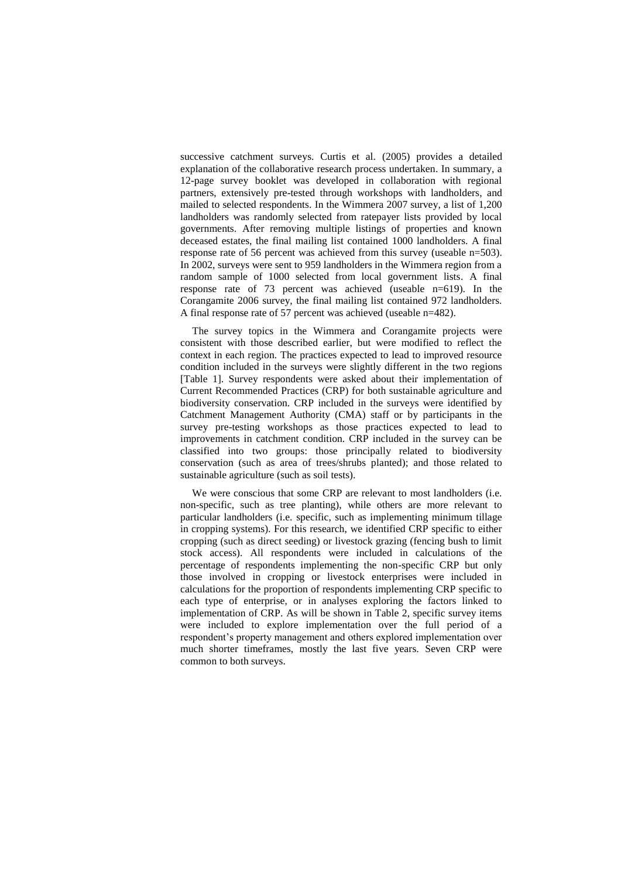successive catchment surveys. Curtis et al. (2005) provides a detailed explanation of the collaborative research process undertaken. In summary, a 12-page survey booklet was developed in collaboration with regional partners, extensively pre-tested through workshops with landholders, and mailed to selected respondents. In the Wimmera 2007 survey, a list of 1,200 landholders was randomly selected from ratepayer lists provided by local governments. After removing multiple listings of properties and known deceased estates, the final mailing list contained 1000 landholders. A final response rate of 56 percent was achieved from this survey (useable n=503). In 2002, surveys were sent to 959 landholders in the Wimmera region from a random sample of 1000 selected from local government lists. A final response rate of 73 percent was achieved (useable n=619). In the Corangamite 2006 survey, the final mailing list contained 972 landholders. A final response rate of 57 percent was achieved (useable n=482).

The survey topics in the Wimmera and Corangamite projects were consistent with those described earlier, but were modified to reflect the context in each region. The practices expected to lead to improved resource condition included in the surveys were slightly different in the two regions [Table 1]. Survey respondents were asked about their implementation of Current Recommended Practices (CRP) for both sustainable agriculture and biodiversity conservation. CRP included in the surveys were identified by Catchment Management Authority (CMA) staff or by participants in the survey pre-testing workshops as those practices expected to lead to improvements in catchment condition. CRP included in the survey can be classified into two groups: those principally related to biodiversity conservation (such as area of trees/shrubs planted); and those related to sustainable agriculture (such as soil tests).

We were conscious that some CRP are relevant to most landholders (i.e. non-specific, such as tree planting), while others are more relevant to particular landholders (i.e. specific, such as implementing minimum tillage in cropping systems). For this research, we identified CRP specific to either cropping (such as direct seeding) or livestock grazing (fencing bush to limit stock access). All respondents were included in calculations of the percentage of respondents implementing the non-specific CRP but only those involved in cropping or livestock enterprises were included in calculations for the proportion of respondents implementing CRP specific to each type of enterprise, or in analyses exploring the factors linked to implementation of CRP. As will be shown in Table 2, specific survey items were included to explore implementation over the full period of a respondent's property management and others explored implementation over much shorter timeframes, mostly the last five years. Seven CRP were common to both surveys.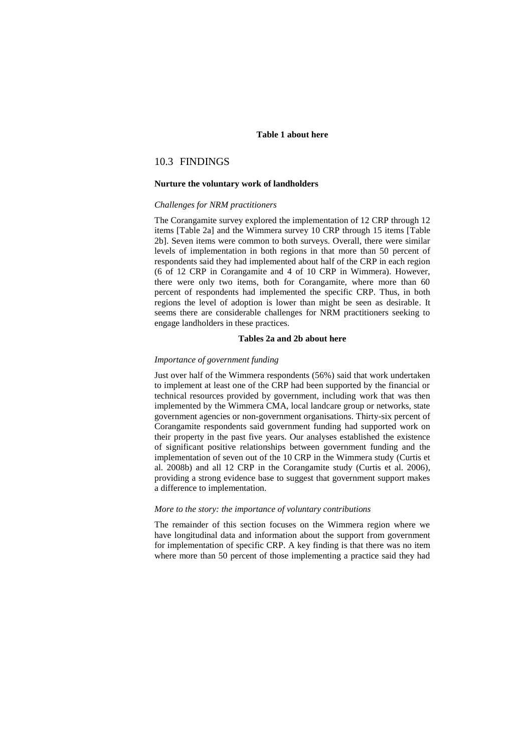**Table 1 about here**

## 10.3 FINDINGS

### Nurture the voluntary work of landholders

*Challenges for NRM practitioners*

The Corangamite survey explored the implementation of 12 CRP through 12 items [Table 2a] and the Wimmera survey 10 CRP through 15 items [Table 2b]. Seven items were common to both surveys. Overall, there were similar levels of implementation in both regions in that more than 50 percent of respondents said they had implemented about half of the CRP in each region (6 of 12 CRP in Corangamite and 4 of 10 CRP in Wimmera). However, there were only two items, both for Corangamite, where more than 60 percent of respondents had implemented the specific CRP. Thus, in both regions the level of adoption is lower than might be seen as desirable. It seems there are considerable challenges for NRM practitioners seeking to engage landholders in these practices.

**Tables 2a and 2b about here**

*Importance of government funding*

Just over half of the Wimmera respondents (56%) said that work undertaken to implement at least one of the CRP had been supported by the financial or technical resources provided by government, including work that was then implemented by the Wimmera CMA, local landcare group or networks, state government agencies or non-government organisations. Thirty-six percent of Corangamite respondents said government funding had supported work on their property in the past five years. Our analyses established the existence of significant positive relationships between government funding and the implementation of seven out of the 10 CRP in the Wimmera study (Curtis et al. 2008b) and all 12 CRP in the Corangamite study (Curtis et al. 2006), providing a strong evidence base to suggest that government support makes a difference to implementation.

*More to the story: the importance of voluntary contributions*

The remainder of this section focuses on the Wimmera region where we have longitudinal data and information about the support from government for implementation of specific CRP. A key finding is that there was no item where more than 50 percent of those implementing a practice said they had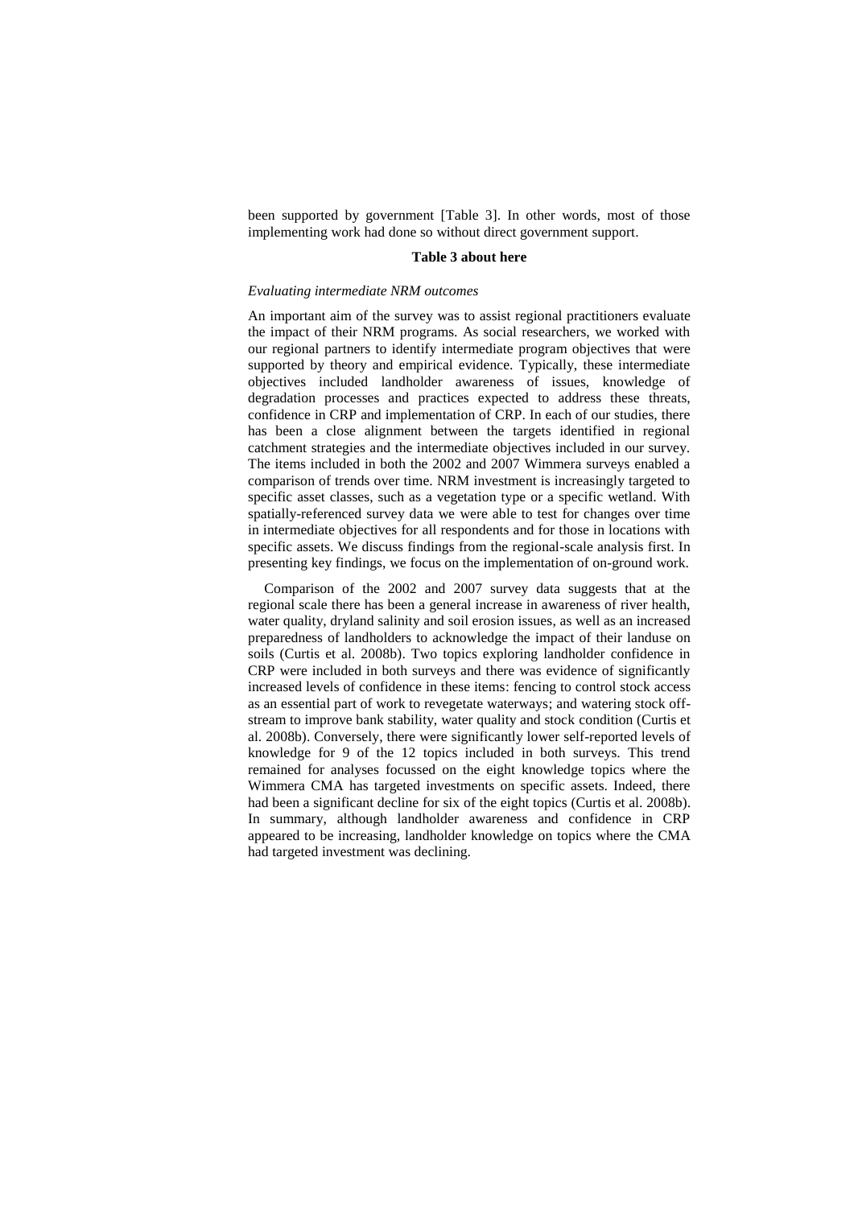been supported by government [Table 3]. In other words, most of those implementing work had done so without direct government support.

**Table 3 about here**

*Evaluating intermediate NRM outcomes*

An important aim of the survey was to assist regional practitioners evaluate the impact of their NRM programs. As social researchers, we worked with our regional partners to identify intermediate program objectives that were supported by theory and empirical evidence. Typically, these intermediate objectives included landholder awareness of issues, knowledge of degradation processes and practices expected to address these threats, confidence in CRP and implementation of CRP. In each of our studies, there has been a close alignment between the targets identified in regional catchment strategies and the intermediate objectives included in our survey. The items included in both the 2002 and 2007 Wimmera surveys enabled a comparison of trends over time. NRM investment is increasingly targeted to specific asset classes, such as a vegetation type or a specific wetland. With spatially-referenced survey data we were able to test for changes over time in intermediate objectives for all respondents and for those in locations with specific assets. We discuss findings from the regional-scale analysis first. In presenting key findings, we focus on the implementation of on-ground work.

Comparison of the 2002 and 2007 survey data suggests that at the regional scale there has been a general increase in awareness of river health, water quality, dryland salinity and soil erosion issues, as well as an increased preparedness of landholders to acknowledge the impact of their landuse on soils (Curtis et al. 2008b). Two topics exploring landholder confidence in CRP were included in both surveys and there was evidence of significantly increased levels of confidence in these items: fencing to control stock access as an essential part of work to revegetate waterways; and watering stock off-stream to improve bank stability, water quality and stock condition (Curtis et al. 2008b). Conversely, there were significantly lower self-reported levels of knowledge for 9 of the 12 topics included in both surveys. This trend remained for analyses focussed on the eight knowledge topics where the Wimmera CMA has targeted investments on specific assets. Indeed, there had been a significant decline for six of the eight topics (Curtis et al. 2008b). In summary, although landholder awareness and confidence in CRP appeared to be increasing, landholder knowledge on topics where the CMA had targeted investment was declining.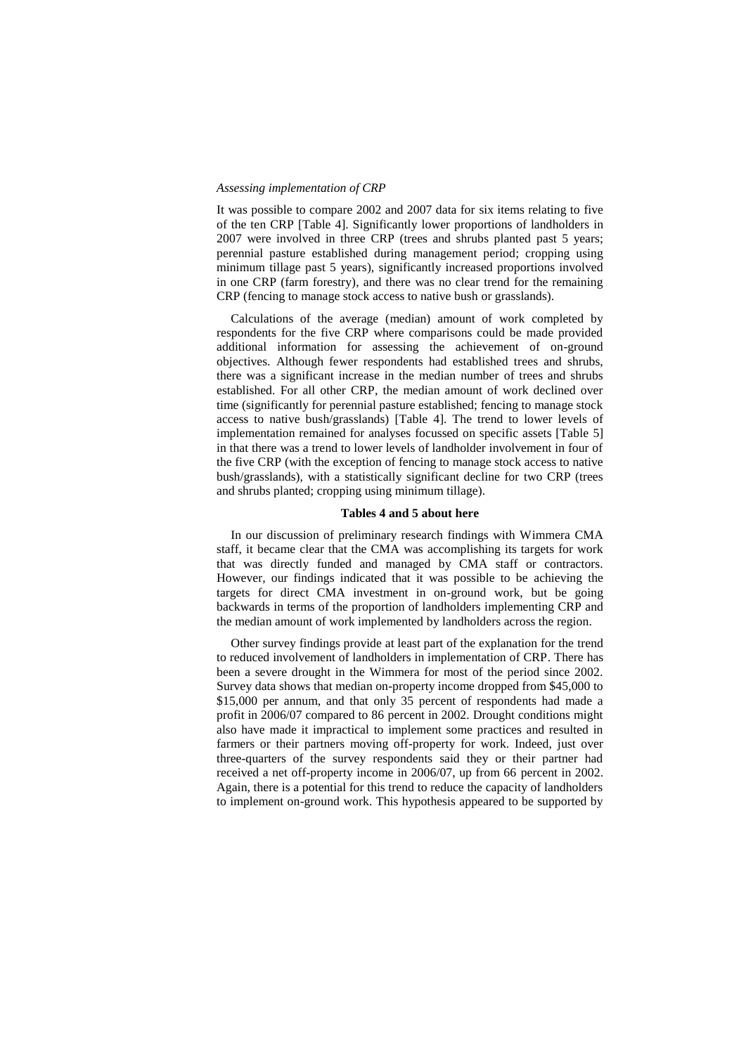*Assessing implementation of CRP*

It was possible to compare 2002 and 2007 data for six items relating to five of the ten CRP [Table 4]. Significantly lower proportions of landholders in 2007 were involved in three CRP (trees and shrubs planted past 5 years; perennial pasture established during management period; cropping using minimum tillage past 5 years), significantly increased proportions involved in one CRP (farm forestry), and there was no clear trend for the remaining CRP (fencing to manage stock access to native bush or grasslands).

Calculations of the average (median) amount of work completed by respondents for the five CRP where comparisons could be made provided additional information for assessing the achievement of on-ground objectives. Although fewer respondents had established trees and shrubs, there was a significant increase in the median number of trees and shrubs established. For all other CRP, the median amount of work declined over time (significantly for perennial pasture established; fencing to manage stock access to native bush/grasslands) [Table 4]. The trend to lower levels of implementation remained for analyses focussed on specific assets [Table 5] in that there was a trend to lower levels of landholder involvement in four of the five CRP (with the exception of fencing to manage stock access to native bush/grasslands), with a statistically significant decline for two CRP (trees and shrubs planted; cropping using minimum tillage).

**Tables 4 and 5 about here**

In our discussion of preliminary research findings with Wimmera CMA staff, it became clear that the CMA was accomplishing its targets for work that was directly funded and managed by CMA staff or contractors. However, our findings indicated that it was possible to be achieving the targets for direct CMA investment in on-ground work, but be going backwards in terms of the proportion of landholders implementing CRP and the median amount of work implemented by landholders across the region.

Other survey findings provide at least part of the explanation for the trend to reduced involvement of landholders in implementation of CRP. There has been a severe drought in the Wimmera for most of the period since 2002. Survey data shows that median on-property income dropped from $45,000 to $15,000 per annum, and that only 35 percent of respondents had made a profit in 2006/07 compared to 86 percent in 2002. Drought conditions might also have made it impractical to implement some practices and resulted in farmers or their partners moving off-property for work. Indeed, just over three-quarters of the survey respondents said they or their partner had received a net off-property income in 2006/07, up from 66 percent in 2002. Again, there is a potential for this trend to reduce the capacity of landholders to implement on-ground work. This hypothesis appeared to be supported by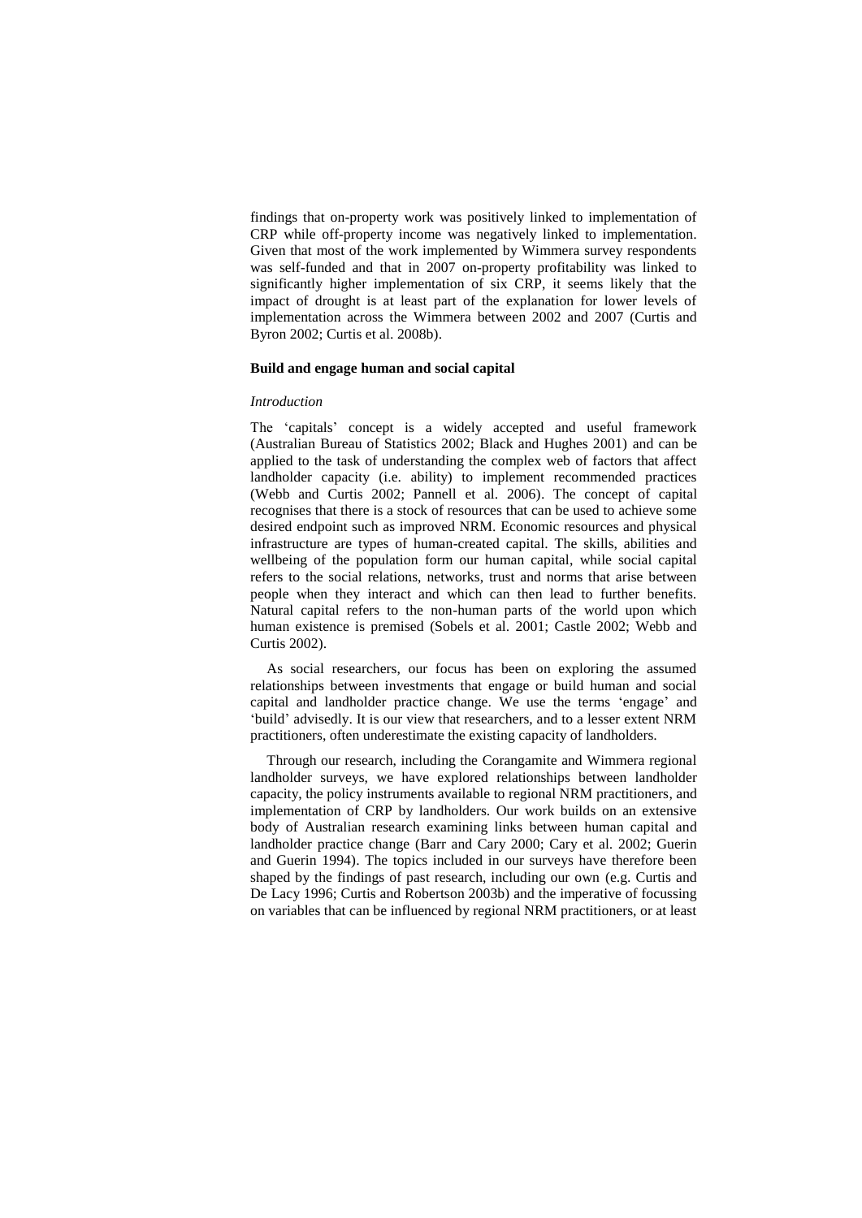findings that on-property work was positively linked to implementation of CRP while off-property income was negatively linked to implementation. Given that most of the work implemented by Wimmera survey respondents was self-funded and that in 2007 on-property profitability was linked to significantly higher implementation of six CRP, it seems likely that the impact of drought is at least part of the explanation for lower levels of implementation across the Wimmera between 2002 and 2007 (Curtis and Byron 2002; Curtis et al. 2008b).

**Build and engage human and social capital**

*Introduction*

The 'capitals' concept is a widely accepted and useful framework (Australian Bureau of Statistics 2002; Black and Hughes 2001) and can be applied to the task of understanding the complex web of factors that affect landholder capacity (i.e. ability) to implement recommended practices (Webb and Curtis 2002; Pannell et al. 2006). The concept of capital recognises that there is a stock of resources that can be used to achieve some desired endpoint such as improved NRM. Economic resources and physical infrastructure are types of human-created capital. The skills, abilities and wellbeing of the population form our human capital, while social capital refers to the social relations, networks, trust and norms that arise between people when they interact and which can then lead to further benefits. Natural capital refers to the non-human parts of the world upon which human existence is premised (Sobels et al. 2001; Castle 2002; Webb and Curtis 2002).

As social researchers, our focus has been on exploring the assumed relationships between investments that engage or build human and social capital and landholder practice change. We use the terms 'engage' and 'build' advisedly. It is our view that researchers, and to a lesser extent NRM practitioners, often underestimate the existing capacity of landholders.

Through our research, including the Corangamite and Wimmera regional landholder surveys, we have explored relationships between landholder capacity, the policy instruments available to regional NRM practitioners, and implementation of CRP by landholders. Our work builds on an extensive body of Australian research examining links between human capital and landholder practice change (Barr and Cary 2000; Cary et al. 2002; Guerin and Guerin 1994). The topics included in our surveys have therefore been shaped by the findings of past research, including our own (e.g. Curtis and De Lacy 1996; Curtis and Robertson 2003b) and the imperative of focussing on variables that can be influenced by regional NRM practitioners, or at least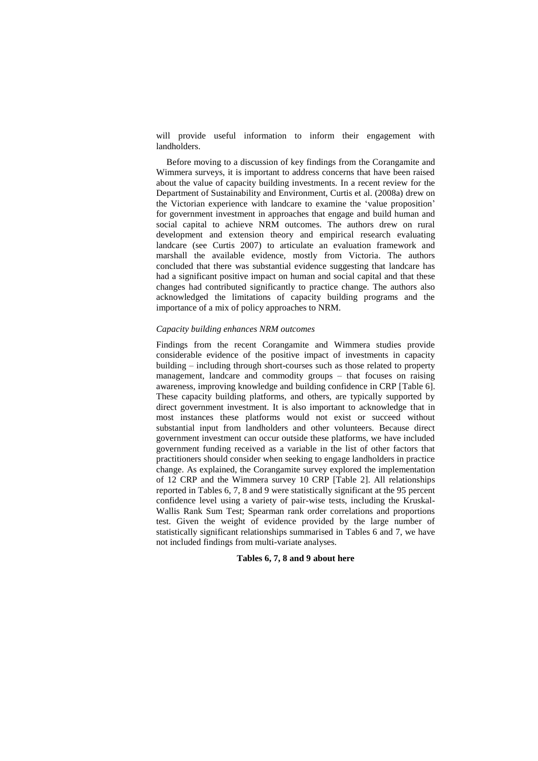will provide useful information to inform their engagement with landholders.

Before moving to a discussion of key findings from the Corangamite and Wimmera surveys, it is important to address concerns that have been raised about the value of capacity building investments. In a recent review for the Department of Sustainability and Environment, Curtis et al. (2008a) drew on the Victorian experience with landcare to examine the 'value proposition' for government investment in approaches that engage and build human and social capital to achieve NRM outcomes. The authors drew on rural development and extension theory and empirical research evaluating landcare (see Curtis 2007) to articulate an evaluation framework and marshall the available evidence, mostly from Victoria. The authors concluded that there was substantial evidence suggesting that landcare has had a significant positive impact on human and social capital and that these changes had contributed significantly to practice change. The authors also acknowledged the limitations of capacity building programs and the importance of a mix of policy approaches to NRM.

*Capacity building enhances NRM outcomes*

Findings from the recent Corangamite and Wimmera studies provide considerable evidence of the positive impact of investments in capacity building – including through short-courses such as those related to property management, landcare and commodity groups – that focuses on raising awareness, improving knowledge and building confidence in CRP [Table 6]. These capacity building platforms, and others, are typically supported by direct government investment. It is also important to acknowledge that in most instances these platforms would not exist or succeed without substantial input from landholders and other volunteers. Because direct government investment can occur outside these platforms, we have included government funding received as a variable in the list of other factors that practitioners should consider when seeking to engage landholders in practice change. As explained, the Corangamite survey explored the implementation of 12 CRP and the Wimmera survey 10 CRP [Table 2]. All relationships reported in Tables 6, 7, 8 and 9 were statistically significant at the 95 percent confidence level using a variety of pair-wise tests, including the Kruskal-Wallis Rank Sum Test; Spearman rank order correlations and proportions test. Given the weight of evidence provided by the large number of statistically significant relationships summarised in Tables 6 and 7, we have not included findings from multi-variate analyses.

**Tables 6, 7, 8 and 9 about here**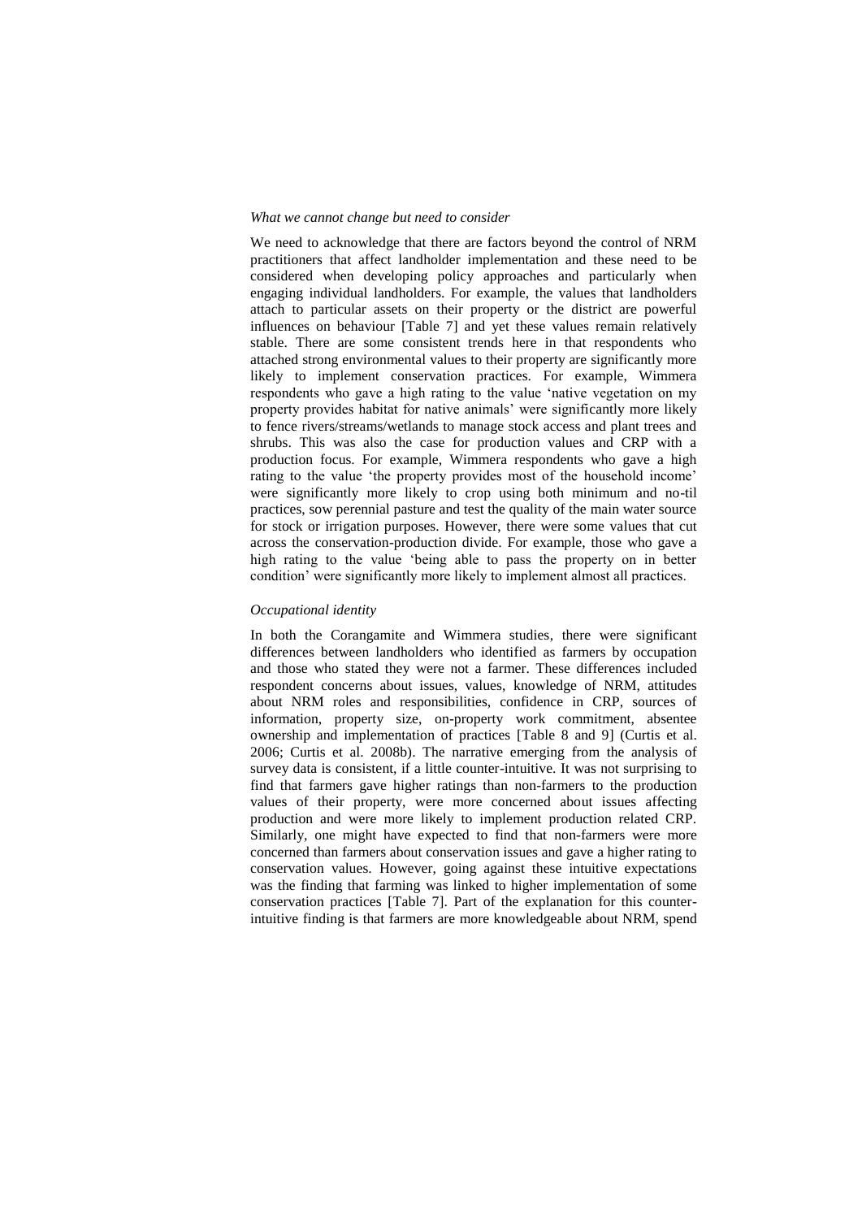### *What we cannot change but need to consider*

We need to acknowledge that there are factors beyond the control of NRM practitioners that affect landholder implementation and these need to be considered when developing policy approaches and particularly when engaging individual landholders. For example, the values that landholders attach to particular assets on their property or the district are powerful influences on behaviour [Table 7] and yet these values remain relatively stable. There are some consistent trends here in that respondents who attached strong environmental values to their property are significantly more likely to implement conservation practices. For example, Wimmera respondents who gave a high rating to the value 'native vegetation on my property provides habitat for native animals' were significantly more likely to fence rivers/streams/wetlands to manage stock access and plant trees and shrubs. This was also the case for production values and CRP with a production focus. For example, Wimmera respondents who gave a high rating to the value 'the property provides most of the household income' were significantly more likely to crop using both minimum and no-til practices, sow perennial pasture and test the quality of the main water source for stock or irrigation purposes. However, there were some values that cut across the conservation-production divide. For example, those who gave a high rating to the value 'being able to pass the property on in better condition' were significantly more likely to implement almost all practices.

### *Occupational identity*

In both the Corangamite and Wimmera studies, there were significant differences between landholders who identified as farmers by occupation and those who stated they were not a farmer. These differences included respondent concerns about issues, values, knowledge of NRM, attitudes about NRM roles and responsibilities, confidence in CRP, sources of information, property size, on-property work commitment, absentee ownership and implementation of practices [Table 8 and 9] (Curtis et al. 2006; Curtis et al. 2008b). The narrative emerging from the analysis of survey data is consistent, if a little counter-intuitive. It was not surprising to find that farmers gave higher ratings than non-farmers to the production values of their property, were more concerned about issues affecting production and were more likely to implement production related CRP. Similarly, one might have expected to find that non-farmers were more concerned than farmers about conservation issues and gave a higher rating to conservation values. However, going against these intuitive expectations was the finding that farming was linked to higher implementation of some conservation practices [Table 7]. Part of the explanation for this counter-intuitive finding is that farmers are more knowledgeable about NRM, spend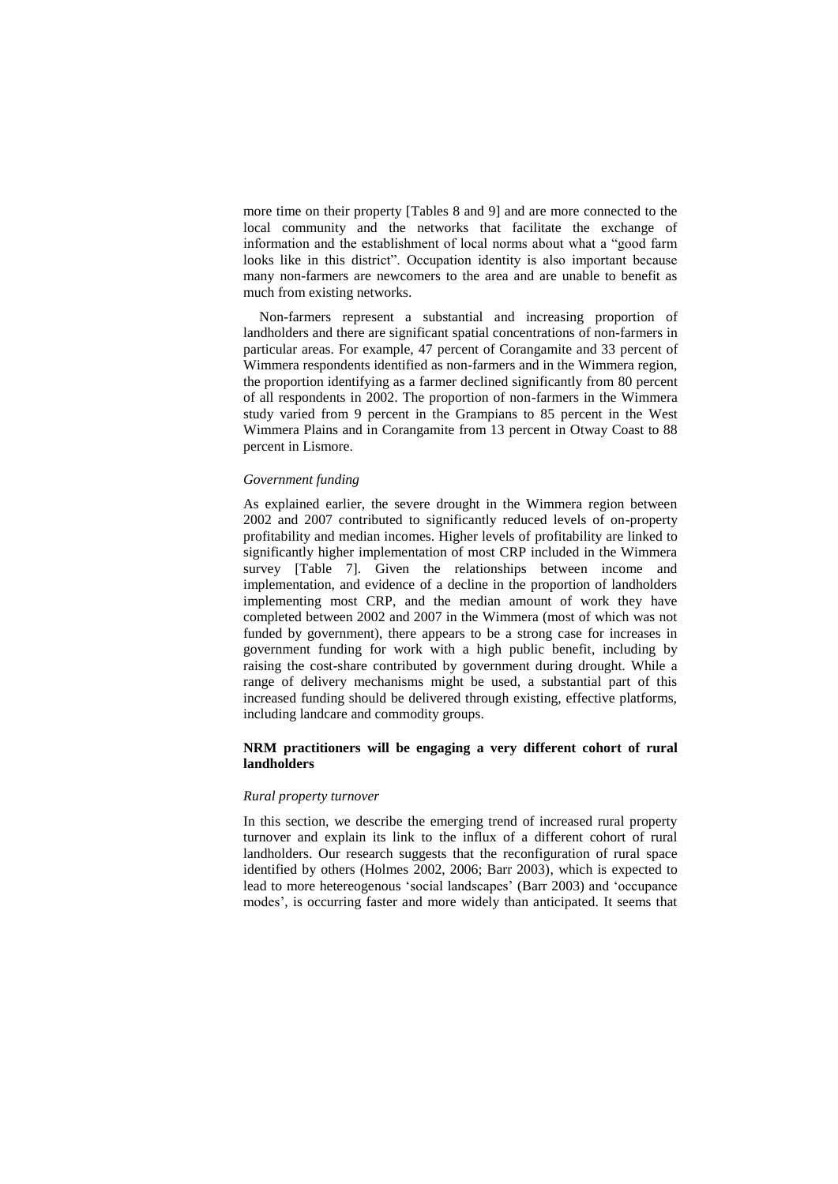more time on their property [Tables 8 and 9] and are more connected to the local community and the networks that facilitate the exchange of information and the establishment of local norms about what a "good farm looks like in this district". Occupation identity is also important because many non-farmers are newcomers to the area and are unable to benefit as much from existing networks.

Non-farmers represent a substantial and increasing proportion of landholders and there are significant spatial concentrations of non-farmers in particular areas. For example, 47 percent of Corangamite and 33 percent of Wimmera respondents identified as non-farmers and in the Wimmera region, the proportion identifying as a farmer declined significantly from 80 percent of all respondents in 2002. The proportion of non-farmers in the Wimmera study varied from 9 percent in the Grampians to 85 percent in the West Wimmera Plains and in Corangamite from 13 percent in Otway Coast to 88 percent in Lismore.

*Government funding*

As explained earlier, the severe drought in the Wimmera region between 2002 and 2007 contributed to significantly reduced levels of on-property profitability and median incomes. Higher levels of profitability are linked to significantly higher implementation of most CRP included in the Wimmera survey [Table 7]. Given the relationships between income and implementation, and evidence of a decline in the proportion of landholders implementing most CRP, and the median amount of work they have completed between 2002 and 2007 in the Wimmera (most of which was not funded by government), there appears to be a strong case for increases in government funding for work with a high public benefit, including by raising the cost-share contributed by government during drought. While a range of delivery mechanisms might be used, a substantial part of this increased funding should be delivered through existing, effective platforms, including landcare and commodity groups.

**NRM practitioners will be engaging a very different cohort of rural landholders**

*Rural property turnover*

In this section, we describe the emerging trend of increased rural property turnover and explain its link to the influx of a different cohort of rural landholders. Our research suggests that the reconfiguration of rural space identified by others (Holmes 2002, 2006; Barr 2003), which is expected to lead to more hetereogenous 'social landscapes' (Barr 2003) and 'occupance modes', is occurring faster and more widely than anticipated. It seems that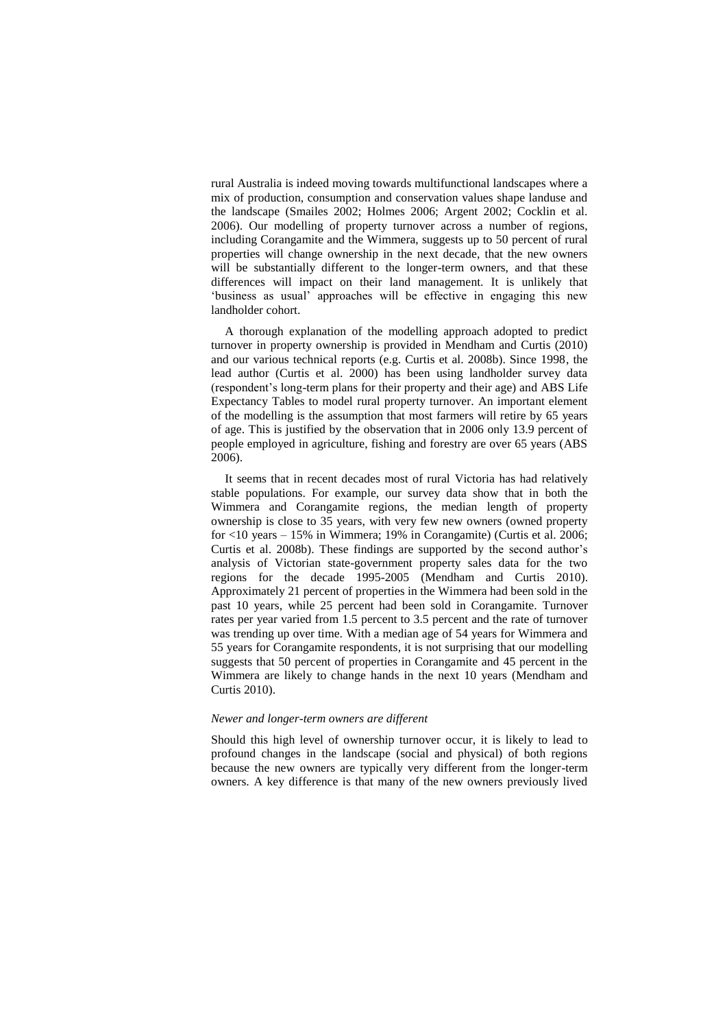rural Australia is indeed moving towards multifunctional landscapes where a mix of production, consumption and conservation values shape landuse and the landscape (Smailes 2002; Holmes 2006; Argent 2002; Cocklin et al. 2006). Our modelling of property turnover across a number of regions, including Corangamite and the Wimmera, suggests up to 50 percent of rural properties will change ownership in the next decade, that the new owners will be substantially different to the longer-term owners, and that these differences will impact on their land management. It is unlikely that 'business as usual' approaches will be effective in engaging this new landholder cohort.

A thorough explanation of the modelling approach adopted to predict turnover in property ownership is provided in Mendham and Curtis (2010) and our various technical reports (e.g. Curtis et al. 2008b). Since 1998, the lead author (Curtis et al. 2000) has been using landholder survey data (respondent's long-term plans for their property and their age) and ABS Life Expectancy Tables to model rural property turnover. An important element of the modelling is the assumption that most farmers will retire by 65 years of age. This is justified by the observation that in 2006 only 13.9 percent of people employed in agriculture, fishing and forestry are over 65 years (ABS 2006).

It seems that in recent decades most of rural Victoria has had relatively stable populations. For example, our survey data show that in both the Wimmera and Corangamite regions, the median length of property ownership is close to 35 years, with very few new owners (owned property for <10 years – 15% in Wimmera; 19% in Corangamite) (Curtis et al. 2006; Curtis et al. 2008b). These findings are supported by the second author's analysis of Victorian state-government property sales data for the two regions for the decade 1995-2005 (Mendham and Curtis 2010). Approximately 21 percent of properties in the Wimmera had been sold in the past 10 years, while 25 percent had been sold in Corangamite. Turnover rates per year varied from 1.5 percent to 3.5 percent and the rate of turnover was trending up over time. With a median age of 54 years for Wimmera and 55 years for Corangamite respondents, it is not surprising that our modelling suggests that 50 percent of properties in Corangamite and 45 percent in the Wimmera are likely to change hands in the next 10 years (Mendham and Curtis 2010).

*Newer and longer-term owners are different*

Should this high level of ownership turnover occur, it is likely to lead to profound changes in the landscape (social and physical) of both regions because the new owners are typically very different from the longer-term owners. A key difference is that many of the new owners previously lived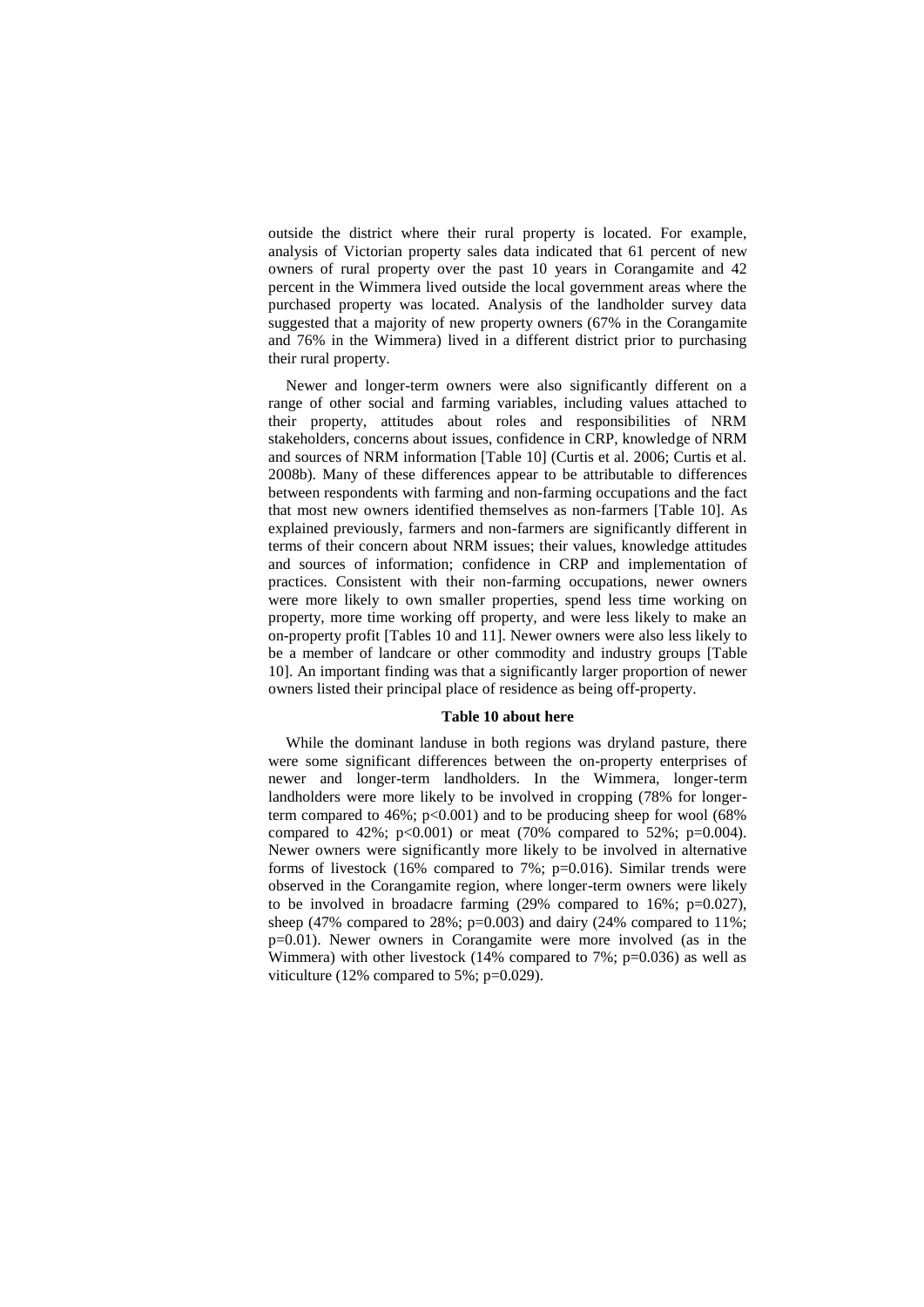outside the district where their rural property is located. For example, analysis of Victorian property sales data indicated that 61 percent of new owners of rural property over the past 10 years in Corangamite and 42 percent in the Wimmera lived outside the local government areas where the purchased property was located. Analysis of the landholder survey data suggested that a majority of new property owners (67% in the Corangamite and 76% in the Wimmera) lived in a different district prior to purchasing their rural property.

Newer and longer-term owners were also significantly different on a range of other social and farming variables, including values attached to their property, attitudes about roles and responsibilities of NRM stakeholders, concerns about issues, confidence in CRP, knowledge of NRM and sources of NRM information [Table 10] (Curtis et al. 2006; Curtis et al. 2008b). Many of these differences appear to be attributable to differences between respondents with farming and non-farming occupations and the fact that most new owners identified themselves as non-farmers [Table 10]. As explained previously, farmers and non-farmers are significantly different in terms of their concern about NRM issues; their values, knowledge attitudes and sources of information; confidence in CRP and implementation of practices. Consistent with their non-farming occupations, newer owners were more likely to own smaller properties, spend less time working on property, more time working off property, and were less likely to make an on-property profit [Tables 10 and 11]. Newer owners were also less likely to be a member of landcare or other commodity and industry groups [Table 10]. An important finding was that a significantly larger proportion of newer owners listed their principal place of residence as being off-property.

**Table 10 about here**

While the dominant landuse in both regions was dryland pasture, there were some significant differences between the on-property enterprises of newer and longer-term landholders. In the Wimmera, longer-term landholders were more likely to be involved in cropping (78% for longer-term compared to 46%; $p<0.001$) and to be producing sheep for wool (68% compared to 42%; $p<0.001$) or meat (70% compared to 52%; $p=0.004$). Newer owners were significantly more likely to be involved in alternative forms of livestock (16% compared to 7%; $p=0.016$). Similar trends were observed in the Corangamite region, where longer-term owners were likely to be involved in broadacre farming (29% compared to 16%; $p=0.027$), sheep (47% compared to 28%; $p=0.003$) and dairy (24% compared to 11%; $p=0.01$). Newer owners in Corangamite were more involved (as in the Wimmera) with other livestock (14% compared to 7%; $p=0.036$) as well as viticulture (12% compared to 5%; $p=0.029$).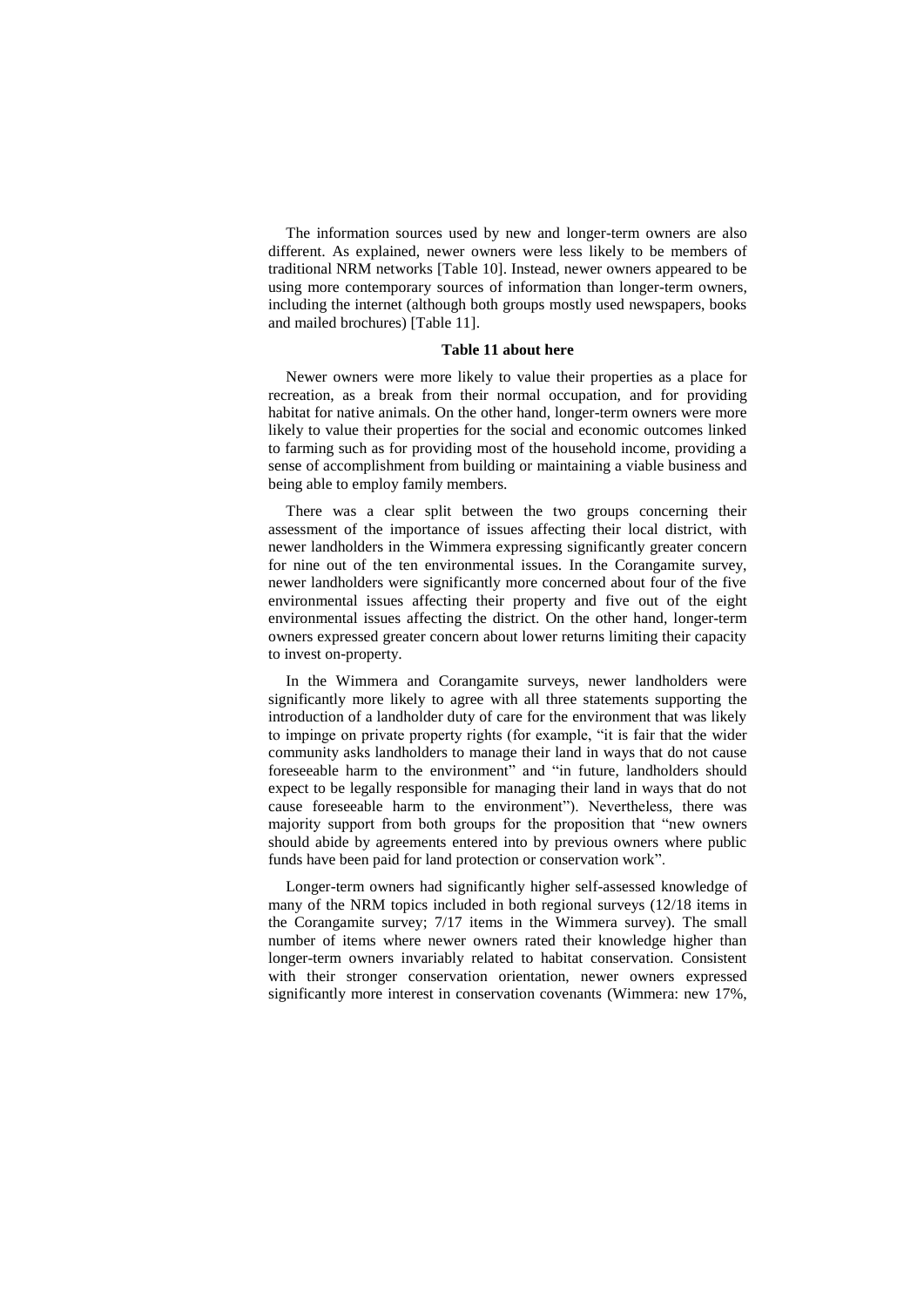The information sources used by new and longer-term owners are also different. As explained, newer owners were less likely to be members of traditional NRM networks [Table 10]. Instead, newer owners appeared to be using more contemporary sources of information than longer-term owners, including the internet (although both groups mostly used newspapers, books and mailed brochures) [Table 11].

**Table 11 about here**

Newer owners were more likely to value their properties as a place for recreation, as a break from their normal occupation, and for providing habitat for native animals. On the other hand, longer-term owners were more likely to value their properties for the social and economic outcomes linked to farming such as for providing most of the household income, providing a sense of accomplishment from building or maintaining a viable business and being able to employ family members.

There was a clear split between the two groups concerning their assessment of the importance of issues affecting their local district, with newer landholders in the Wimmera expressing significantly greater concern for nine out of the ten environmental issues. In the Corangamite survey, newer landholders were significantly more concerned about four of the five environmental issues affecting their property and five out of the eight environmental issues affecting the district. On the other hand, longer-term owners expressed greater concern about lower returns limiting their capacity to invest on-property.

In the Wimmera and Corangamite surveys, newer landholders were significantly more likely to agree with all three statements supporting the introduction of a landholder duty of care for the environment that was likely to impinge on private property rights (for example, "it is fair that the wider community asks landholders to manage their land in ways that do not cause foreseeable harm to the environment" and "in future, landholders should expect to be legally responsible for managing their land in ways that do not cause foreseeable harm to the environment"). Nevertheless, there was majority support from both groups for the proposition that "new owners should abide by agreements entered into by previous owners where public funds have been paid for land protection or conservation work".

Longer-term owners had significantly higher self-assessed knowledge of many of the NRM topics included in both regional surveys (12/18 items in the Corangamite survey; 7/17 items in the Wimmera survey). The small number of items where newer owners rated their knowledge higher than longer-term owners invariably related to habitat conservation. Consistent with their stronger conservation orientation, newer owners expressed significantly more interest in conservation covenants (Wimmera: new 17%,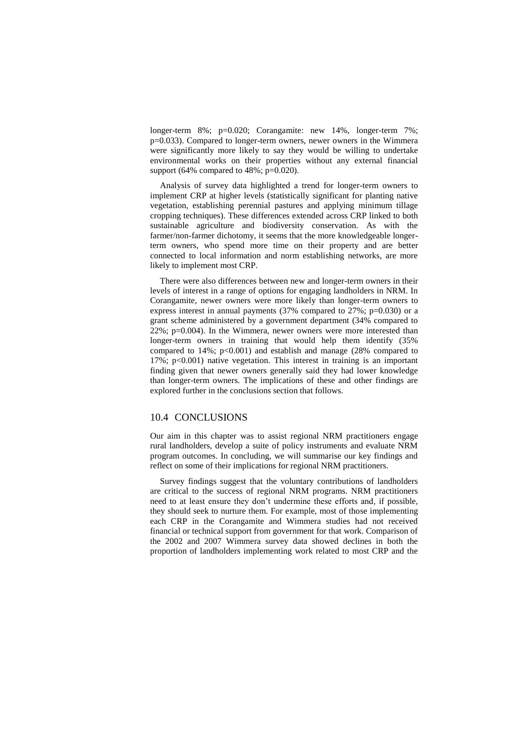longer-term 8%; $p=0.020$; Corangamite: new 14%, longer-term 7%; $p=0.033$). Compared to longer-term owners, newer owners in the Wimmera were significantly more likely to say they would be willing to undertake environmental works on their properties without any external financial support (64% compared to 48%; $p=0.020$).

Analysis of survey data highlighted a trend for longer-term owners to implement CRP at higher levels (statistically significant for planting native vegetation, establishing perennial pastures and applying minimum tillage cropping techniques). These differences extended across CRP linked to both sustainable agriculture and biodiversity conservation. As with the farmer/non-farmer dichotomy, it seems that the more knowledgeable longer-term owners, who spend more time on their property and are better connected to local information and norm establishing networks, are more likely to implement most CRP.

There were also differences between new and longer-term owners in their levels of interest in a range of options for engaging landholders in NRM. In Corangamite, newer owners were more likely than longer-term owners to express interest in annual payments (37% compared to 27%; $p=0.030$) or a grant scheme administered by a government department (34% compared to 22%; $p=0.004$). In the Wimmera, newer owners were more interested than longer-term owners in training that would help them identify (35% compared to 14%; $p<0.001$) and establish and manage (28% compared to 17%; $p<0.001$) native vegetation. This interest in training is an important finding given that newer owners generally said they had lower knowledge than longer-term owners. The implications of these and other findings are explored further in the conclusions section that follows.

## 10.4 CONCLUSIONS

Our aim in this chapter was to assist regional NRM practitioners engage rural landholders, develop a suite of policy instruments and evaluate NRM program outcomes. In concluding, we will summarise our key findings and reflect on some of their implications for regional NRM practitioners.

Survey findings suggest that the voluntary contributions of landholders are critical to the success of regional NRM programs. NRM practitioners need to at least ensure they don't undermine these efforts and, if possible, they should seek to nurture them. For example, most of those implementing each CRP in the Corangamite and Wimmera studies had not received financial or technical support from government for that work. Comparison of the 2002 and 2007 Wimmera survey data showed declines in both the proportion of landholders implementing work related to most CRP and the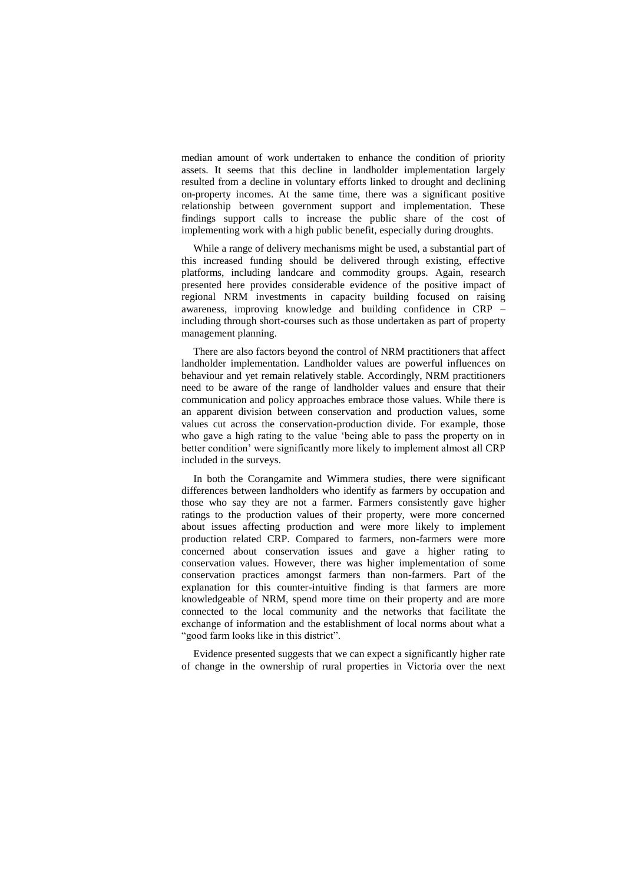median amount of work undertaken to enhance the condition of priority assets. It seems that this decline in landholder implementation largely resulted from a decline in voluntary efforts linked to drought and declining on-property incomes. At the same time, there was a significant positive relationship between government support and implementation. These findings support calls to increase the public share of the cost of implementing work with a high public benefit, especially during droughts.

While a range of delivery mechanisms might be used, a substantial part of this increased funding should be delivered through existing, effective platforms, including landcare and commodity groups. Again, research presented here provides considerable evidence of the positive impact of regional NRM investments in capacity building focused on raising awareness, improving knowledge and building confidence in CRP – including through short-courses such as those undertaken as part of property management planning.

There are also factors beyond the control of NRM practitioners that affect landholder implementation. Landholder values are powerful influences on behaviour and yet remain relatively stable. Accordingly, NRM practitioners need to be aware of the range of landholder values and ensure that their communication and policy approaches embrace those values. While there is an apparent division between conservation and production values, some values cut across the conservation-production divide. For example, those who gave a high rating to the value 'being able to pass the property on in better condition' were significantly more likely to implement almost all CRP included in the surveys.

In both the Corangamite and Wimmera studies, there were significant differences between landholders who identify as farmers by occupation and those who say they are not a farmer. Farmers consistently gave higher ratings to the production values of their property, were more concerned about issues affecting production and were more likely to implement production related CRP. Compared to farmers, non-farmers were more concerned about conservation issues and gave a higher rating to conservation values. However, there was higher implementation of some conservation practices amongst farmers than non-farmers. Part of the explanation for this counter-intuitive finding is that farmers are more knowledgeable of NRM, spend more time on their property and are more connected to the local community and the networks that facilitate the exchange of information and the establishment of local norms about what a "good farm looks like in this district".

Evidence presented suggests that we can expect a significantly higher rate of change in the ownership of rural properties in Victoria over the next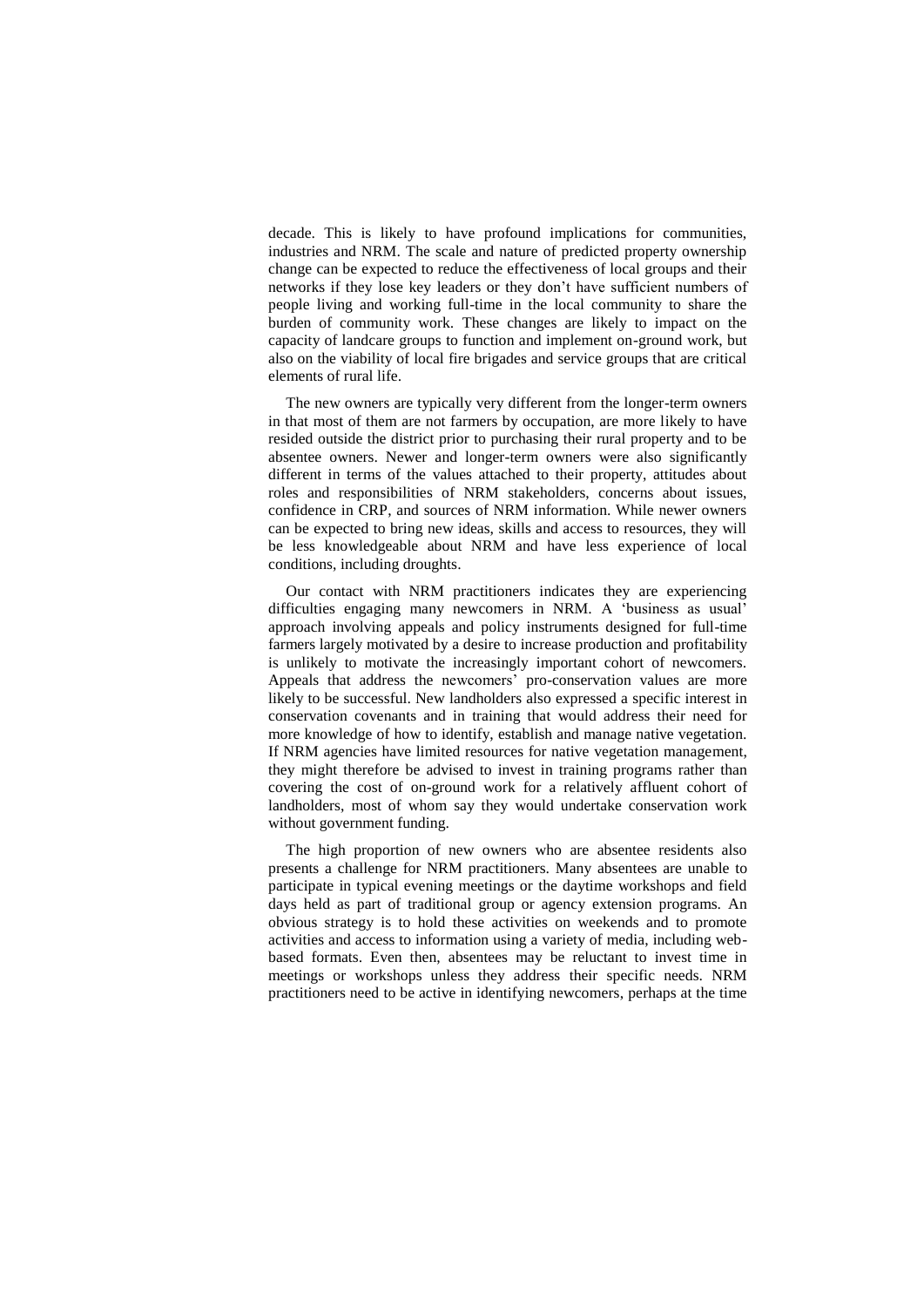decade. This is likely to have profound implications for communities, industries and NRM. The scale and nature of predicted property ownership change can be expected to reduce the effectiveness of local groups and their networks if they lose key leaders or they don't have sufficient numbers of people living and working full-time in the local community to share the burden of community work. These changes are likely to impact on the capacity of landcare groups to function and implement on-ground work, but also on the viability of local fire brigades and service groups that are critical elements of rural life.

The new owners are typically very different from the longer-term owners in that most of them are not farmers by occupation, are more likely to have resided outside the district prior to purchasing their rural property and to be absentee owners. Newer and longer-term owners were also significantly different in terms of the values attached to their property, attitudes about roles and responsibilities of NRM stakeholders, concerns about issues, confidence in CRP, and sources of NRM information. While newer owners can be expected to bring new ideas, skills and access to resources, they will be less knowledgeable about NRM and have less experience of local conditions, including droughts.

Our contact with NRM practitioners indicates they are experiencing difficulties engaging many newcomers in NRM. A 'business as usual' approach involving appeals and policy instruments designed for full-time farmers largely motivated by a desire to increase production and profitability is unlikely to motivate the increasingly important cohort of newcomers. Appeals that address the newcomers' pro-conservation values are more likely to be successful. New landholders also expressed a specific interest in conservation covenants and in training that would address their need for more knowledge of how to identify, establish and manage native vegetation. If NRM agencies have limited resources for native vegetation management, they might therefore be advised to invest in training programs rather than covering the cost of on-ground work for a relatively affluent cohort of landholders, most of whom say they would undertake conservation work without government funding.

The high proportion of new owners who are absentee residents also presents a challenge for NRM practitioners. Many absentees are unable to participate in typical evening meetings or the daytime workshops and field days held as part of traditional group or agency extension programs. An obvious strategy is to hold these activities on weekends and to promote activities and access to information using a variety of media, including web-based formats. Even then, absentees may be reluctant to invest time in meetings or workshops unless they address their specific needs. NRM practitioners need to be active in identifying newcomers, perhaps at the time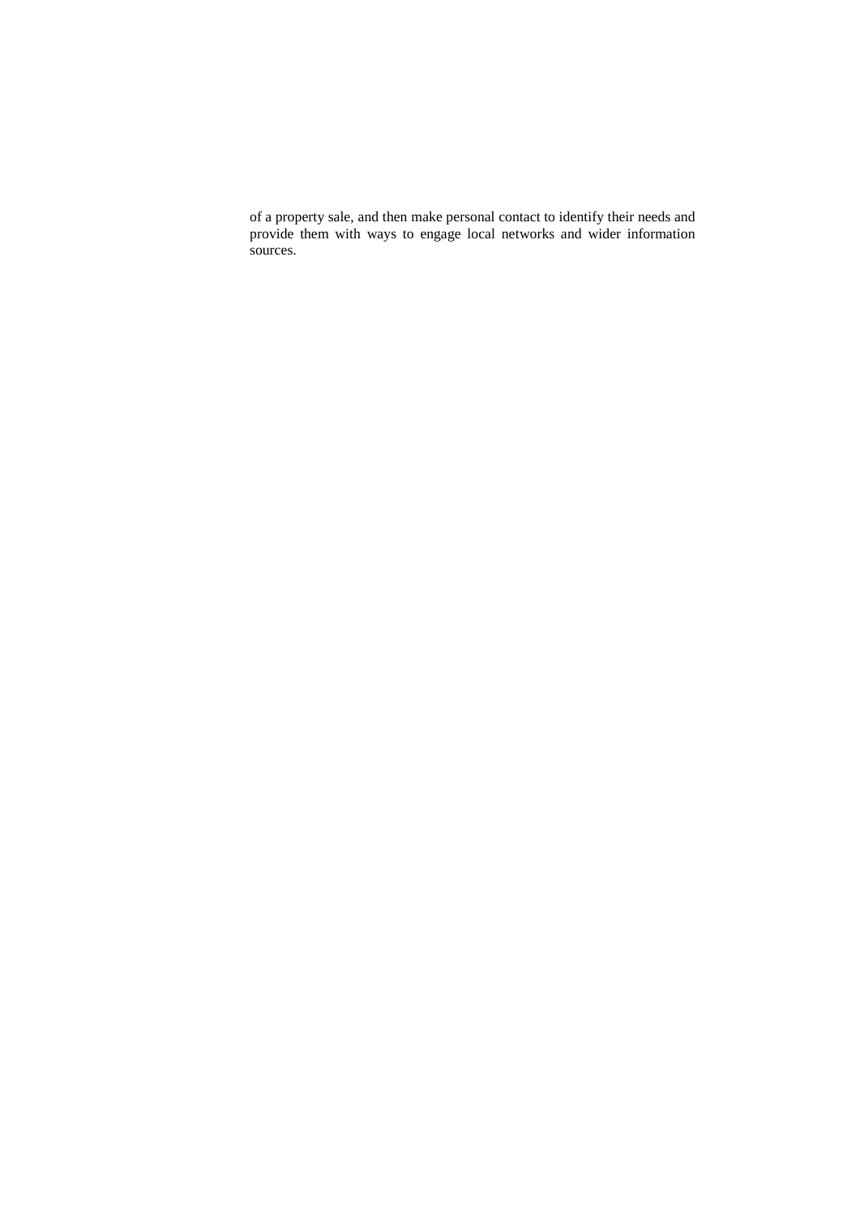of a property sale, and then make personal contact to identify their needs and provide them with ways to engage local networks and wider information sources.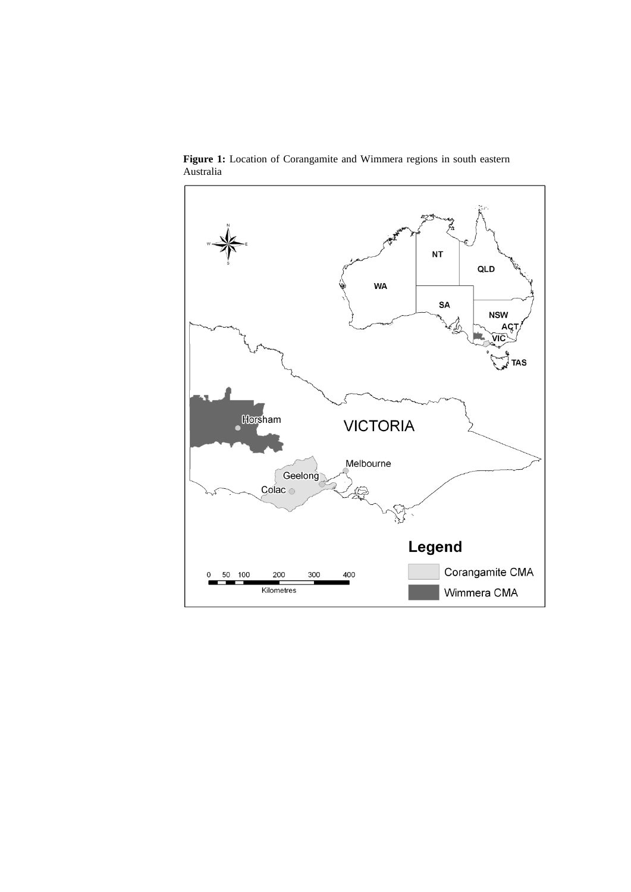**Figure 1:** Location of Corangamite and Wimmera regions in south eastern Australia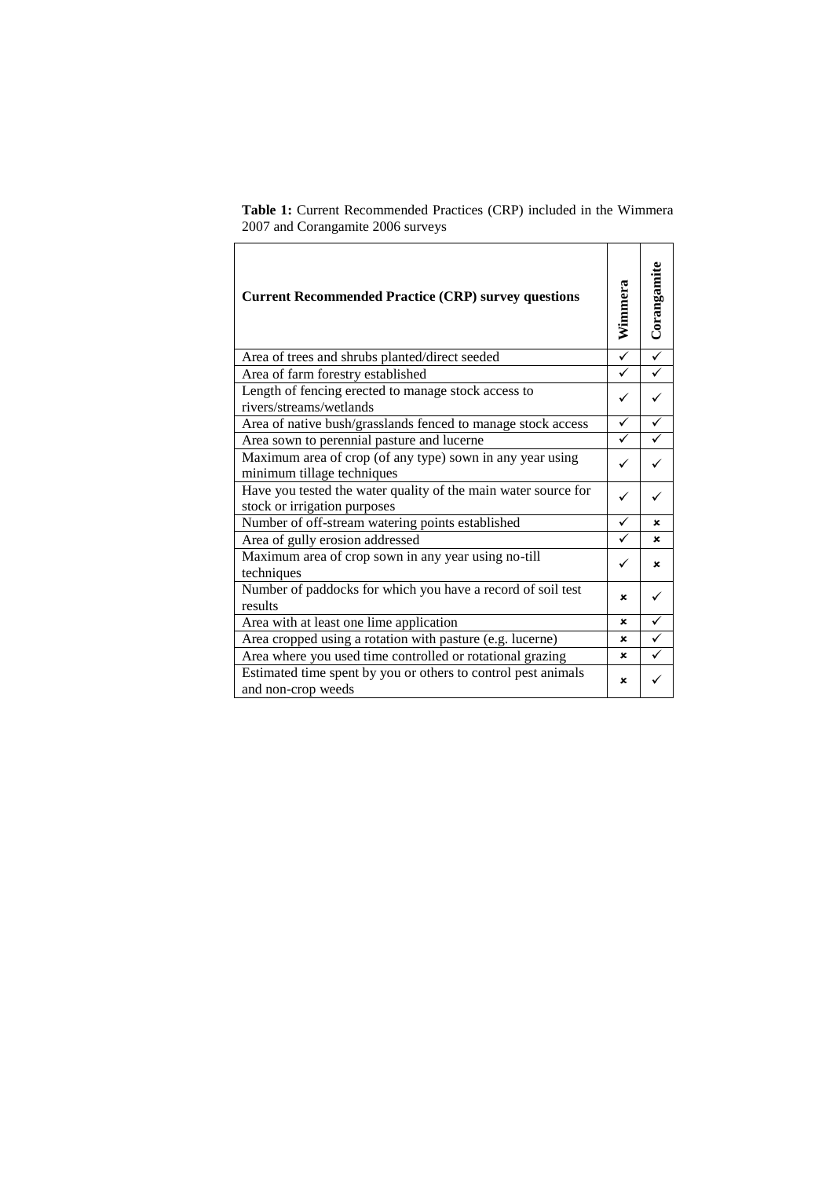**Table 1:** Current Recommended Practices (CRP) included in the Wimmera 2007 and Corangamite 2006 surveys

| **Current Recommended Practice (CRP) survey questions** | **Wimmera** | **Corangamite** |
|---|---|---|
| Area of trees and shrubs planted/direct seeded | ✓ | ✓ |
| Area of farm forestry established | ✓ | ✓ |
| Length of fencing erected to manage stock access to rivers/streams/wetlands | ✓ | ✓ |
| Area of native bush/grasslands fenced to manage stock access | ✓ | ✓ |
| Area sown to perennial pasture and lucerne | ✓ | ✓ |
| Maximum area of crop (of any type) sown in any year using minimum tillage techniques | ✓ | ✓ |
| Have you tested the water quality of the main water source for stock or irrigation purposes | ✓ | ✓ |
| Number of off-stream watering points established | ✓ | ✗ |
| Area of gully erosion addressed | ✓ | ✗ |
| Maximum area of crop sown in any year using no-till techniques | ✓ | ✗ |
| Number of paddocks for which you have a record of soil test results | ✗ | ✓ |
| Area with at least one lime application | ✗ | ✓ |
| Area cropped using a rotation with pasture (e.g. lucerne) | ✗ | ✓ |
| Area where you used time controlled or rotational grazing | ✗ | ✓ |
| Estimated time spent by you or others to control pest animals and non-crop weeds | ✗ | ✓ |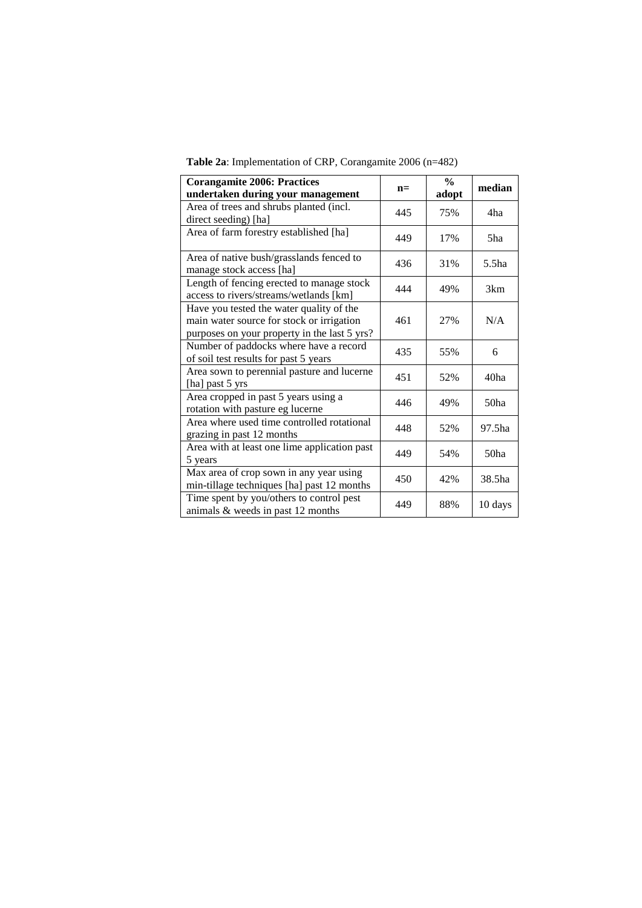**Table 2a**: Implementation of CRP, Corangamite 2006 (n=482)

| **Corangamite 2006: Practices undertaken during your management** | **n=** | **% adopt** | **median** |
|---|---|---|---|
| Area of trees and shrubs planted (incl. direct seeding) [ha] | 445 | 75% | 4ha |
| Area of farm forestry established [ha] | 449 | 17% | 5ha |
| Area of native bush/grasslands fenced to manage stock access [ha] | 436 | 31% | 5.5ha |
| Length of fencing erected to manage stock access to rivers/streams/wetlands [km] | 444 | 49% | 3km |
| Have you tested the water quality of the main water source for stock or irrigation purposes on your property in the last 5 yrs? | 461 | 27% | N/A |
| Number of paddocks where have a record of soil test results for past 5 years | 435 | 55% | 6 |
| Area sown to perennial pasture and lucerne [ha] past 5 yrs | 451 | 52% | 40ha |
| Area cropped in past 5 years using a rotation with pasture eg lucerne | 446 | 49% | 50ha |
| Area where used time controlled rotational grazing in past 12 months | 448 | 52% | 97.5ha |
| Area with at least one lime application past 5 years | 449 | 54% | 50ha |
| Max area of crop sown in any year using min-tillage techniques [ha] past 12 months | 450 | 42% | 38.5ha |
| Time spent by you/others to control pest animals & weeds in past 12 months | 449 | 88% | 10 days |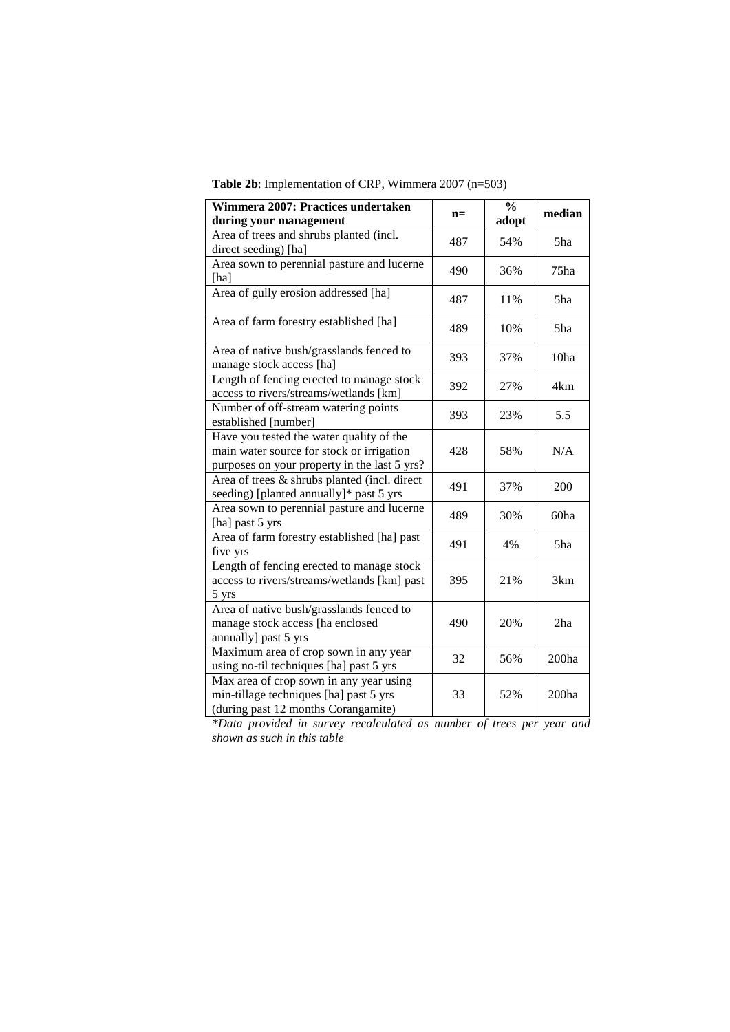**Table 2b**: Implementation of CRP, Wimmera 2007 (n=503)

| **Wimmera 2007: Practices undertaken during your management** | **n=** | **% adopt** | **median** |
|---|---|---|---|
| Area of trees and shrubs planted (incl. direct seeding) [ha] | 487 | 54% | 5ha |
| Area sown to perennial pasture and lucerne [ha] | 490 | 36% | 75ha |
| Area of gully erosion addressed [ha] | 487 | 11% | 5ha |
| Area of farm forestry established [ha] | 489 | 10% | 5ha |
| Area of native bush/grasslands fenced to manage stock access [ha] | 393 | 37% | 10ha |
| Length of fencing erected to manage stock access to rivers/streams/wetlands [km] | 392 | 27% | 4km |
| Number of off-stream watering points established [number] | 393 | 23% | 5.5 |
| Have you tested the water quality of the main water source for stock or irrigation purposes on your property in the last 5 yrs? | 428 | 58% | N/A |
| Area of trees & shrubs planted (incl. direct seeding) [planted annually]* past 5 yrs | 491 | 37% | 200 |
| Area sown to perennial pasture and lucerne [ha] past 5 yrs | 489 | 30% | 60ha |
| Area of farm forestry established [ha] past five yrs | 491 | 4% | 5ha |
| Length of fencing erected to manage stock access to rivers/streams/wetlands [km] past 5 yrs | 395 | 21% | 3km |
| Area of native bush/grasslands fenced to manage stock access [ha enclosed annually] past 5 yrs | 490 | 20% | 2ha |
| Maximum area of crop sown in any year using no-til techniques [ha] past 5 yrs | 32 | 56% | 200ha |
| Max area of crop sown in any year using min-tillage techniques [ha] past 5 yrs (during past 12 months Corangamite) | 33 | 52% | 200ha |

*\*Data provided in survey recalculated as number of trees per year and shown as such in this table*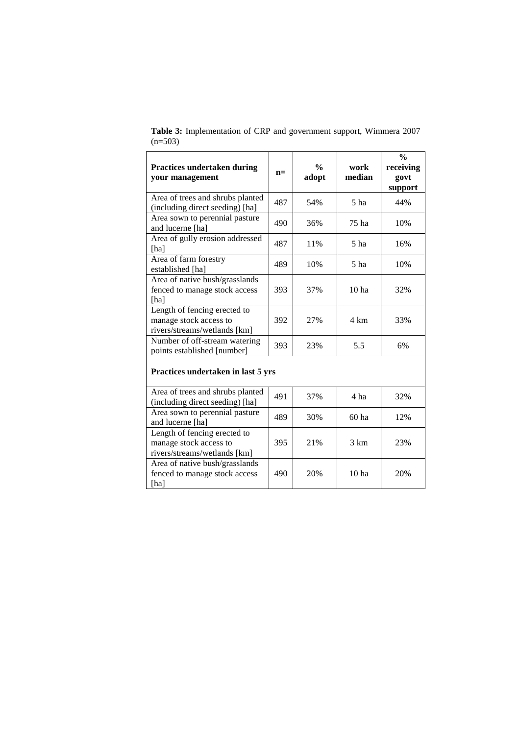**Table 3:** Implementation of CRP and government support, Wimmera 2007 (n=503)

| Practices undertaken during your management | n= | % adopt | work median | % receiving govt support |
|---|---|---|---|---|
| Area of trees and shrubs planted (including direct seeding) [ha] | 487 | 54% | 5 ha | 44% |
| Area sown to perennial pasture and lucerne [ha] | 490 | 36% | 75 ha | 10% |
| Area of gully erosion addressed [ha] | 487 | 11% | 5 ha | 16% |
| Area of farm forestry established [ha] | 489 | 10% | 5 ha | 10% |
| Area of native bush/grasslands fenced to manage stock access [ha] | 393 | 37% | 10 ha | 32% |
| Length of fencing erected to manage stock access to rivers/streams/wetlands [km] | 392 | 27% | 4 km | 33% |
| Number of off-stream watering points established [number] | 393 | 23% | 5.5 | 6% |
| **Practices undertaken in last 5 yrs** | | | | |
| Area of trees and shrubs planted (including direct seeding) [ha] | 491 | 37% | 4 ha | 32% |
| Area sown to perennial pasture and lucerne [ha] | 489 | 30% | 60 ha | 12% |
| Length of fencing erected to manage stock access to rivers/streams/wetlands [km] | 395 | 21% | 3 km | 23% |
| Area of native bush/grasslands fenced to manage stock access [ha] | 490 | 20% | 10 ha | 20% |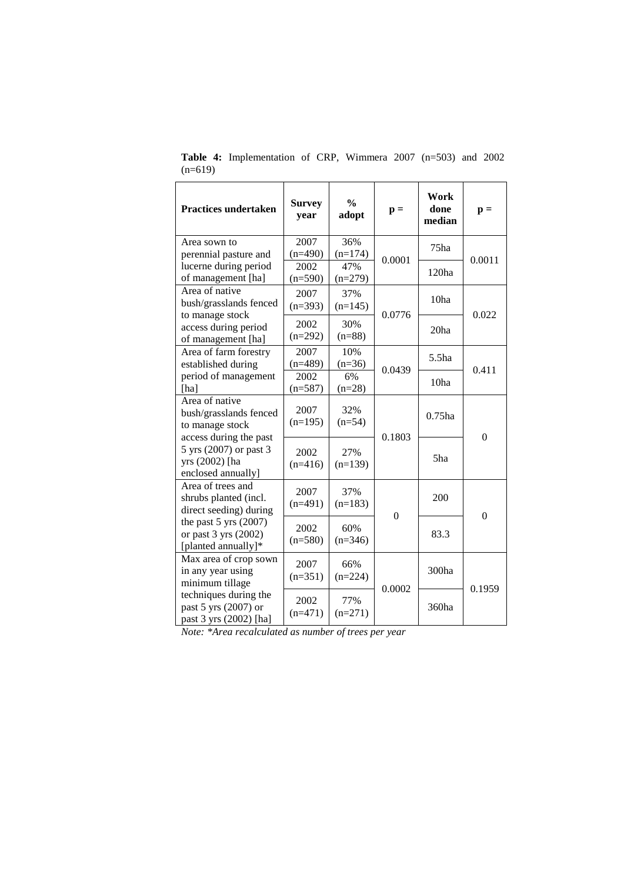**Table 4:** Implementation of CRP, Wimmera 2007 (n=503) and 2002 (n=619)

| Practices undertaken | Survey year | % adopt | p = | Work done median | p = |
|---|---|---|---|---|---|
| Area sown to perennial pasture and lucerne during period of management [ha] | 2007 (n=490) | 36% (n=174) | 0.0001 | 75ha | 0.0011 |
| | 2002 (n=590) | 47% (n=279) | | 120ha | |
| Area of native bush/grasslands fenced to manage stock access during period of management [ha] | 2007 (n=393) | 37% (n=145) | 0.0776 | 10ha | 0.022 |
| | 2002 (n=292) | 30% (n=88) | | 20ha | |
| Area of farm forestry established during period of management [ha] | 2007 (n=489) | 10% (n=36) | 0.0439 | 5.5ha | 0.411 |
| | 2002 (n=587) | 6% (n=28) | | 10ha | |
| Area of native bush/grasslands fenced to manage stock access during the past 5 yrs (2007) or past 3 yrs (2002) [ha enclosed annually] | 2007 (n=195) | 32% (n=54) | 0.1803 | 0.75ha | 0 |
| | 2002 (n=416) | 27% (n=139) | | 5ha | |
| Area of trees and shrubs planted (incl. direct seeding) during the past 5 yrs (2007) or past 3 yrs (2002) [planted annually]* | 2007 (n=491) | 37% (n=183) | 0 | 200 | 0 |
| | 2002 (n=580) | 60% (n=346) | | 83.3 | |
| Max area of crop sown in any year using minimum tillage techniques during the past 5 yrs (2007) or past 3 yrs (2002) [ha] | 2007 (n=351) | 66% (n=224) | 0.0002 | 300ha | 0.1959 |
| | 2002 (n=471) | 77% (n=271) | | 360ha | |

*Note: *Area recalculated as number of trees per year*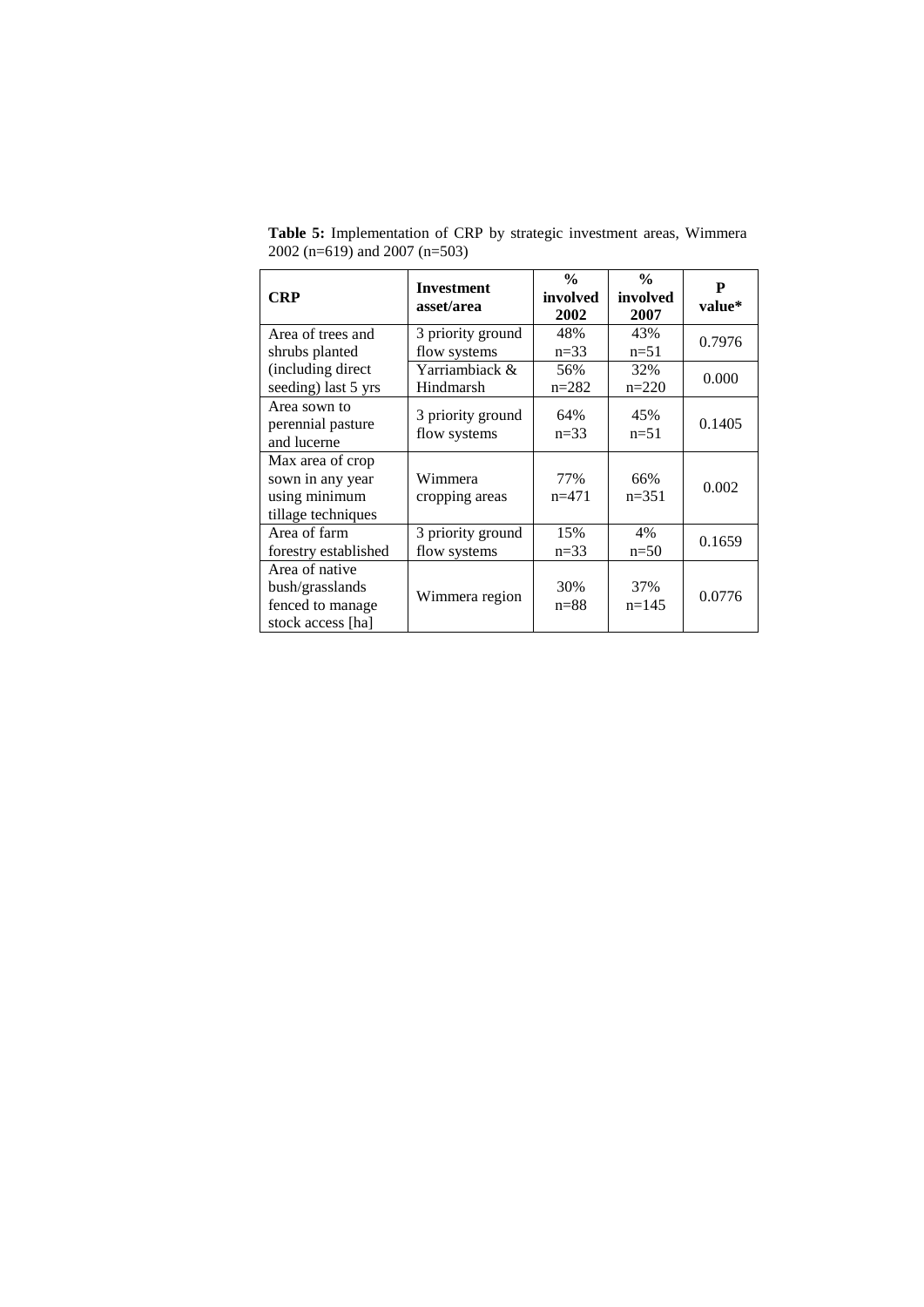**Table 5:** Implementation of CRP by strategic investment areas, Wimmera 2002 (n=619) and 2007 (n=503)

| CRP | Investment asset/area | % involved 2002 | % involved 2007 | P value* |
|---|---|---|---|---|
| Area of trees and shrubs planted (including direct seeding) last 5 yrs | 3 priority ground flow systems | 48% n=33 | 43% n=51 | 0.7976 |
| | Yarriambiack & Hindmarsh | 56% n=282 | 32% n=220 | 0.000 |
| Area sown to perennial pasture and lucerne | 3 priority ground flow systems | 64% n=33 | 45% n=51 | 0.1405 |
| Max area of crop sown in any year using minimum tillage techniques | Wimmera cropping areas | 77% n=471 | 66% n=351 | 0.002 |
| Area of farm forestry established | 3 priority ground flow systems | 15% n=33 | 4% n=50 | 0.1659 |
| Area of native bush/grasslands fenced to manage stock access [ha] | Wimmera region | 30% n=88 | 37% n=145 | 0.0776 |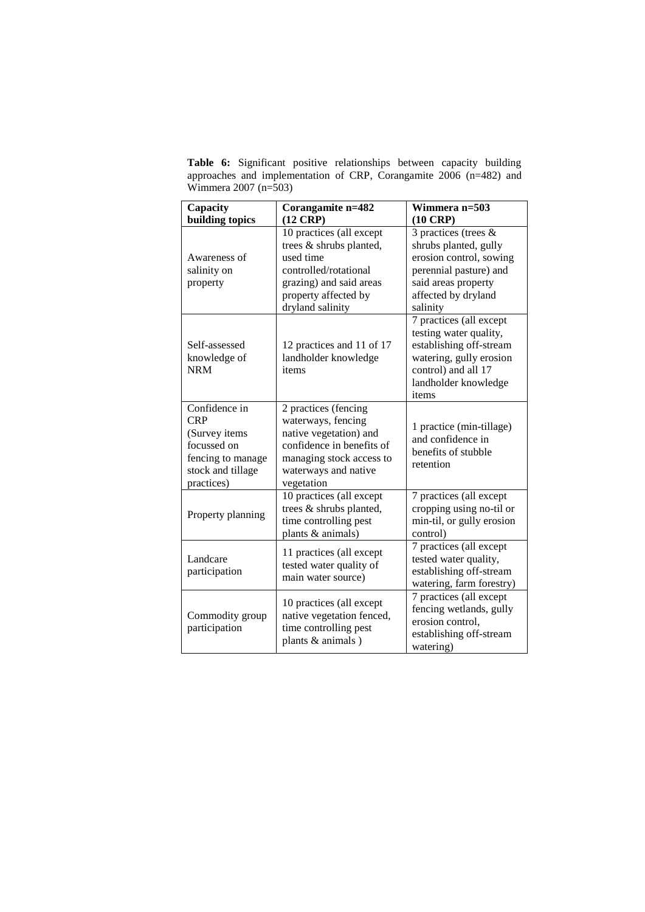**Table 6:** Significant positive relationships between capacity building approaches and implementation of CRP, Corangamite 2006 (n=482) and Wimmera 2007 (n=503)

| Capacity building topics | Corangamite n=482 (12 CRP) | Wimmera n=503 (10 CRP) |
|---|---|---|
| Awareness of salinity on property | 10 practices (all except trees & shrubs planted, used time controlled/rotational grazing) and said areas property affected by dryland salinity | 3 practices (trees & shrubs planted, gully erosion control, sowing perennial pasture) and said areas property affected by dryland salinity |
| Self-assessed knowledge of NRM | 12 practices and 11 of 17 landholder knowledge items | 7 practices (all except testing water quality, establishing off-stream watering, gully erosion control) and all 17 landholder knowledge items |
| Confidence in CRP (Survey items focussed on fencing to manage stock and tillage practices) | 2 practices (fencing waterways, fencing native vegetation) and confidence in benefits of managing stock access to waterways and native vegetation | 1 practice (min-tillage) and confidence in benefits of stubble retention |
| Property planning | 10 practices (all except trees & shrubs planted, time controlling pest plants & animals) | 7 practices (all except cropping using no-til or min-til, or gully erosion control) |
| Landcare participation | 11 practices (all except tested water quality of main water source) | 7 practices (all except tested water quality, establishing off-stream watering, farm forestry) |
| Commodity group participation | 10 practices (all except native vegetation fenced, time controlling pest plants & animals ) | 7 practices (all except fencing wetlands, gully erosion control, establishing off-stream watering) |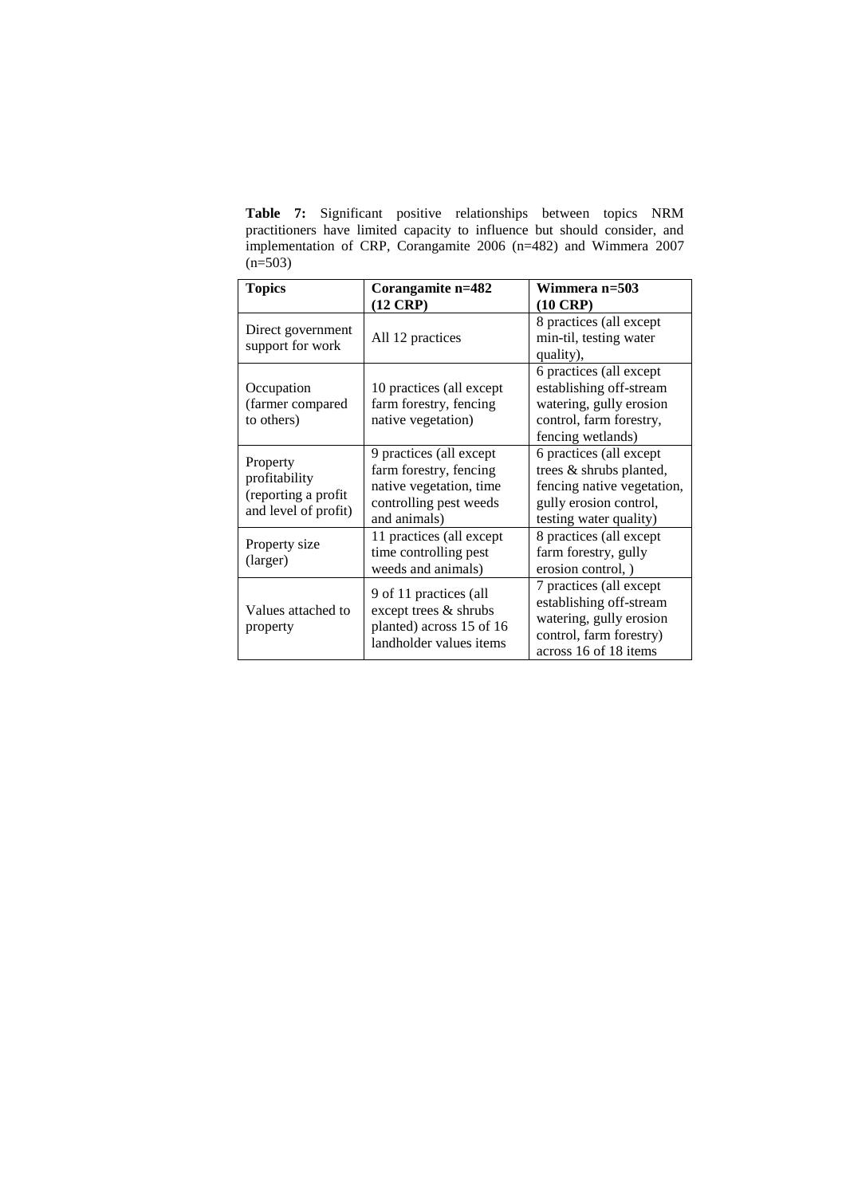**Table 7:** Significant positive relationships between topics NRM practitioners have limited capacity to influence but should consider, and implementation of CRP, Corangamite 2006 (n=482) and Wimmera 2007 (n=503)

| **Topics** | **Corangamite n=482 (12 CRP)** | **Wimmera n=503 (10 CRP)** |
|---|---|---|
| Direct government support for work | All 12 practices | 8 practices (all except min-til, testing water quality), |
| Occupation (farmer compared to others) | 10 practices (all except farm forestry, fencing native vegetation) | 6 practices (all except establishing off-stream watering, gully erosion control, farm forestry, fencing wetlands) |
| Property profitability (reporting a profit and level of profit) | 9 practices (all except farm forestry, fencing native vegetation, time controlling pest weeds and animals) | 6 practices (all except trees & shrubs planted, fencing native vegetation, gully erosion control, testing water quality) |
| Property size (larger) | 11 practices (all except time controlling pest weeds and animals) | 8 practices (all except farm forestry, gully erosion control, ) |
| Values attached to property | 9 of 11 practices (all except trees & shrubs planted) across 15 of 16 landholder values items | 7 practices (all except establishing off-stream watering, gully erosion control, farm forestry) across 16 of 18 items |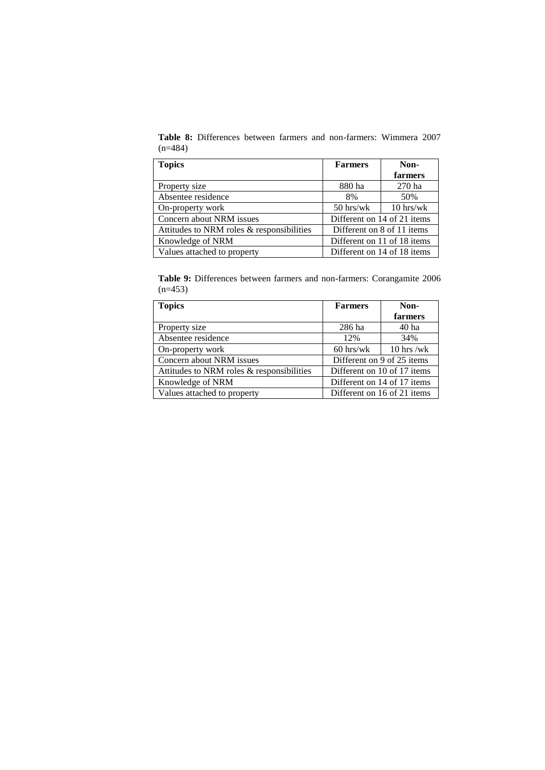**Table 8:** Differences between farmers and non-farmers: Wimmera 2007 (n=484)

| Topics | Farmers | Non-farmers |
| --- | --- | --- |
| Property size | 880 ha | 270 ha |
| Absentee residence | 8% | 50% |
| On-property work | 50 hrs/wk | 10 hrs/wk |
| Concern about NRM issues | Different on 14 of 21 items | |
| Attitudes to NRM roles & responsibilities | Different on 8 of 11 items | |
| Knowledge of NRM | Different on 11 of 18 items | |
| Values attached to property | Different on 14 of 18 items | |

**Table 9:** Differences between farmers and non-farmers: Corangamite 2006 (n=453)

| Topics | Farmers | Non-farmers |
| --- | --- | --- |
| Property size | 286 ha | 40 ha |
| Absentee residence | 12% | 34% |
| On-property work | 60 hrs/wk | 10 hrs /wk |
| Concern about NRM issues | Different on 9 of 25 items | |
| Attitudes to NRM roles & responsibilities | Different on 10 of 17 items | |
| Knowledge of NRM | Different on 14 of 17 items | |
| Values attached to property | Different on 16 of 21 items | |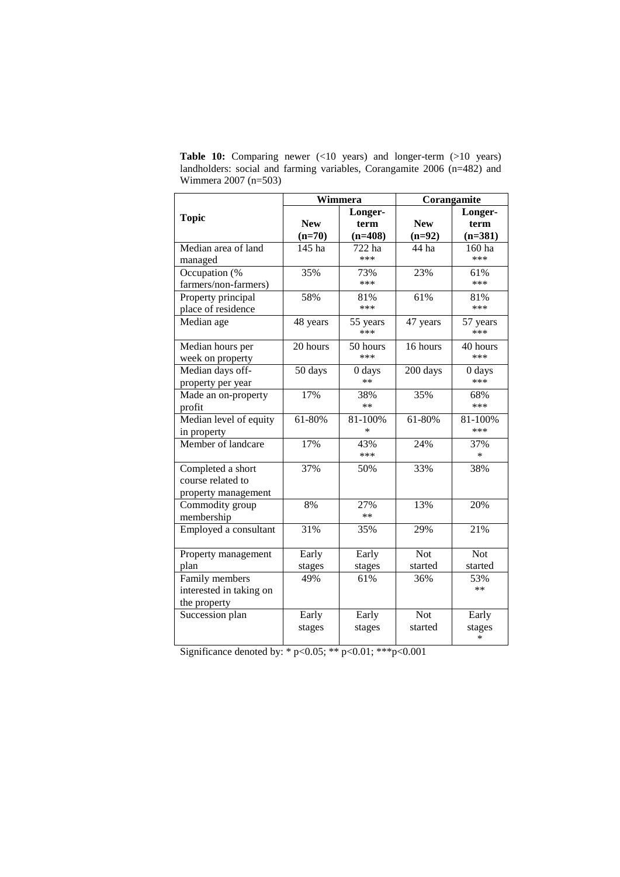**Table 10:** Comparing newer (<10 years) and longer-term (>10 years) landholders: social and farming variables, Corangamite 2006 (n=482) and Wimmera 2007 (n=503)

| Topic | Wimmera | | Corangamite | |
|---|---|---|---|---|
| | **New (n=70)** | **Longer-term (n=408)** | **New (n=92)** | **Longer-term (n=381)** |
| Median area of land managed | 145 ha | 722 ha *** | 44 ha | 160 ha *** |
| Occupation (% farmers/non-farmers) | 35% | 73% *** | 23% | 61% *** |
| Property principal place of residence | 58% | 81% *** | 61% | 81% *** |
| Median age | 48 years | 55 years *** | 47 years | 57 years *** |
| Median hours per week on property | 20 hours | 50 hours *** | 16 hours | 40 hours *** |
| Median days off-property per year | 50 days | 0 days ** | 200 days | 0 days *** |
| Made an on-property profit | 17% | 38% ** | 35% | 68% *** |
| Median level of equity in property | 61-80% | 81-100% * | 61-80% | 81-100% *** |
| Member of landcare | 17% | 43% *** | 24% | 37% * |
| Completed a short course related to property management | 37% | 50% | 33% | 38% |
| Commodity group membership | 8% | 27% ** | 13% | 20% |
| Employed a consultant | 31% | 35% | 29% | 21% |
| Property management plan | Early stages | Early stages | Not started | Not started |
| Family members interested in taking on the property | 49% | 61% | 36% | 53% ** |
| Succession plan | Early stages | Early stages | Not started | Early stages * |

Significance denoted by: * $p<0.05$; ** $p<0.01$; *** $p<0.001$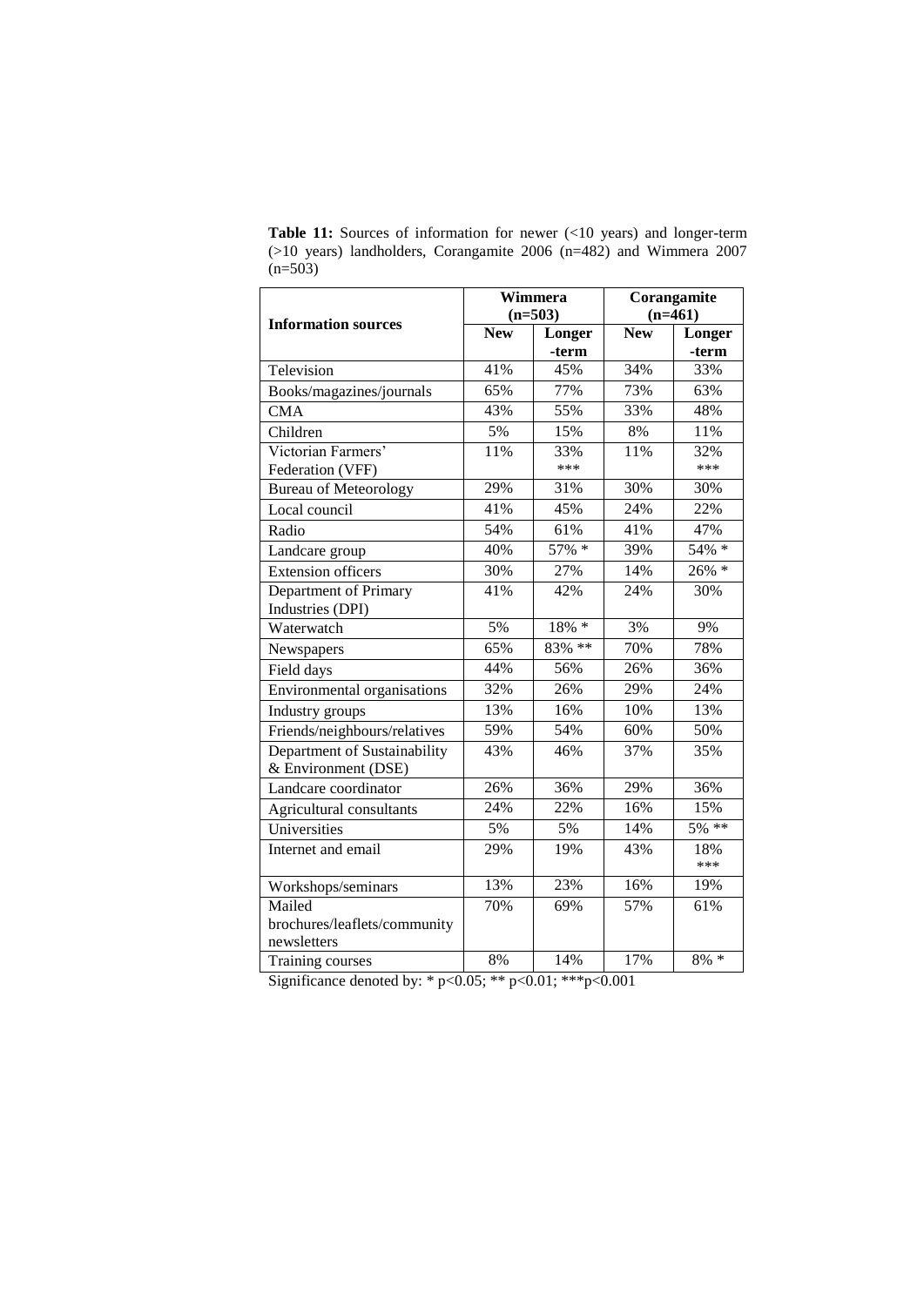**Table 11:** Sources of information for newer (<10 years) and longer-term (>10 years) landholders, Corangamite 2006 (n=482) and Wimmera 2007 (n=503)

| Information sources | Wimmera (n=503) | | Corangamite (n=461) | |
|---|---|---|---|---|
| | **New** | **Longer -term** | **New** | **Longer -term** |
| Television | 41% | 45% | 34% | 33% |
| Books/magazines/journals | 65% | 77% | 73% | 63% |
| CMA | 43% | 55% | 33% | 48% |
| Children | 5% | 15% | 8% | 11% |
| Victorian Farmers' Federation (VFF) | 11% | 33% *** | 11% | 32% *** |
| Bureau of Meteorology | 29% | 31% | 30% | 30% |
| Local council | 41% | 45% | 24% | 22% |
| Radio | 54% | 61% | 41% | 47% |
| Landcare group | 40% | 57% * | 39% | 54% * |
| Extension officers | 30% | 27% | 14% | 26% * |
| Department of Primary Industries (DPI) | 41% | 42% | 24% | 30% |
| Waterwatch | 5% | 18% * | 3% | 9% |
| Newspapers | 65% | 83% ** | 70% | 78% |
| Field days | 44% | 56% | 26% | 36% |
| Environmental organisations | 32% | 26% | 29% | 24% |
| Industry groups | 13% | 16% | 10% | 13% |
| Friends/neighbours/relatives | 59% | 54% | 60% | 50% |
| Department of Sustainability & Environment (DSE) | 43% | 46% | 37% | 35% |
| Landcare coordinator | 26% | 36% | 29% | 36% |
| Agricultural consultants | 24% | 22% | 16% | 15% |
| Universities | 5% | 5% | 14% | 5% ** |
| Internet and email | 29% | 19% | 43% | 18% *** |
| Workshops/seminars | 13% | 23% | 16% | 19% |
| Mailed brochures/leaflets/community newsletters | 70% | 69% | 57% | 61% |
| Training courses | 8% | 14% | 17% | 8% * |

Significance denoted by: * $p<0.05$; ** $p<0.01$; *** $p<0.001$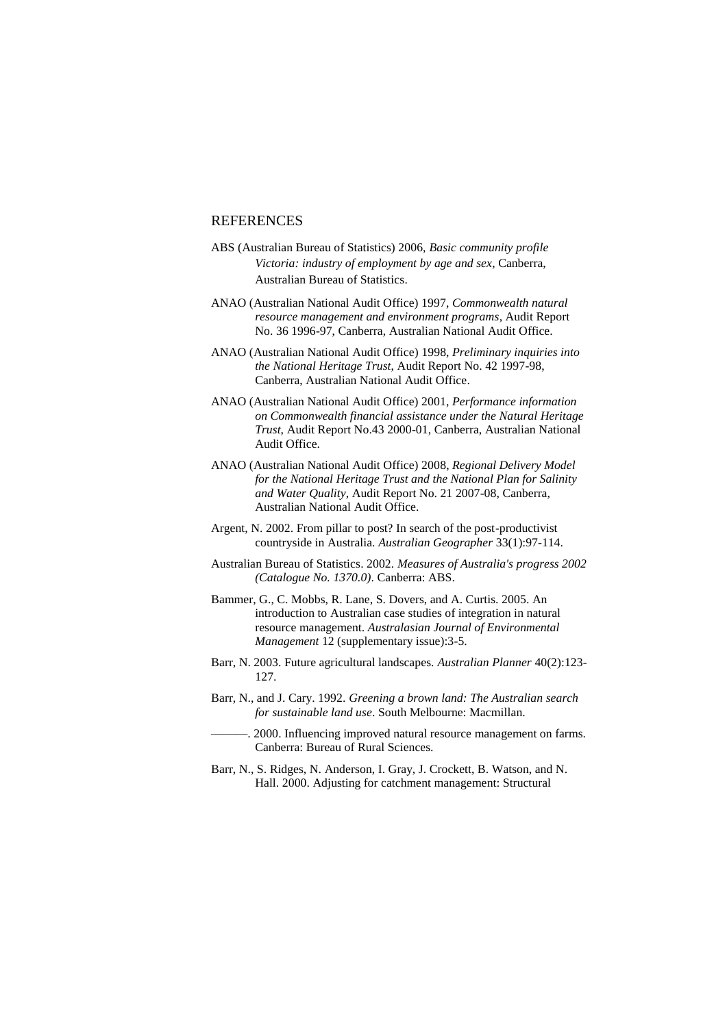## REFERENCES

ABS (Australian Bureau of Statistics) 2006, *Basic community profile Victoria: industry of employment by age and sex*, Canberra, Australian Bureau of Statistics.

ANAO (Australian National Audit Office) 1997, *Commonwealth natural resource management and environment programs*, Audit Report No. 36 1996-97, Canberra, Australian National Audit Office.

ANAO (Australian National Audit Office) 1998, *Preliminary inquiries into the National Heritage Trust*, Audit Report No. 42 1997-98, Canberra, Australian National Audit Office.

ANAO (Australian National Audit Office) 2001, *Performance information on Commonwealth financial assistance under the Natural Heritage Trust*, Audit Report No.43 2000-01, Canberra, Australian National Audit Office.

ANAO (Australian National Audit Office) 2008, *Regional Delivery Model for the National Heritage Trust and the National Plan for Salinity and Water Quality*, Audit Report No. 21 2007-08, Canberra, Australian National Audit Office.

Argent, N. 2002. From pillar to post? In search of the post-productivist countryside in Australia. *Australian Geographer* 33(1):97-114.

Australian Bureau of Statistics. 2002. *Measures of Australia's progress 2002 (Catalogue No. 1370.0)*. Canberra: ABS.

Bammer, G., C. Mobbs, R. Lane, S. Dovers, and A. Curtis. 2005. An introduction to Australian case studies of integration in natural resource management. *Australasian Journal of Environmental Management* 12 (supplementary issue):3-5.

Barr, N. 2003. Future agricultural landscapes. *Australian Planner* 40(2):123-127.

Barr, N., and J. Cary. 1992. *Greening a brown land: The Australian search for sustainable land use*. South Melbourne: Macmillan.

———. 2000. Influencing improved natural resource management on farms. Canberra: Bureau of Rural Sciences.

Barr, N., S. Ridges, N. Anderson, I. Gray, J. Crockett, B. Watson, and N. Hall. 2000. Adjusting for catchment management: Structural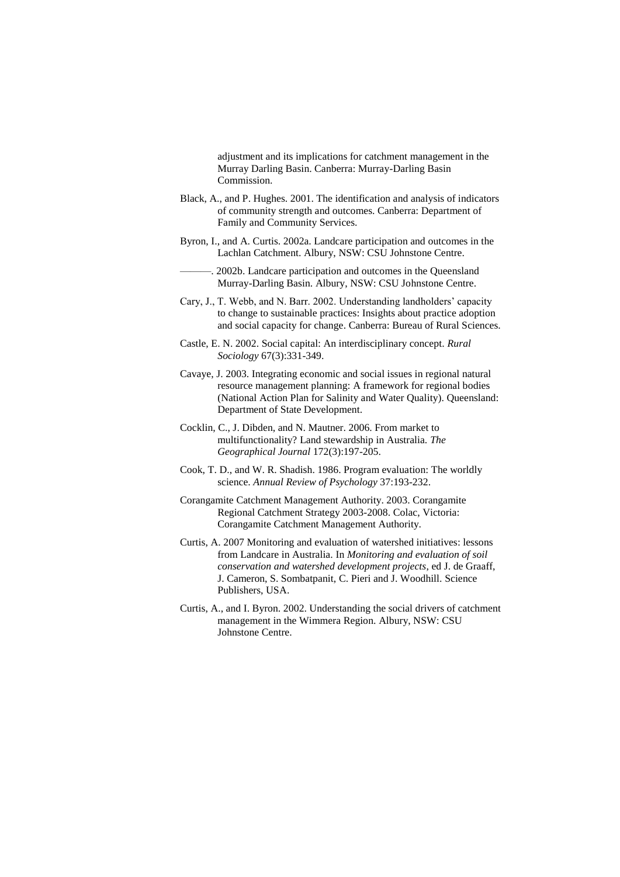adjustment and its implications for catchment management in the Murray Darling Basin. Canberra: Murray-Darling Basin Commission.

Black, A., and P. Hughes. 2001. The identification and analysis of indicators of community strength and outcomes. Canberra: Department of Family and Community Services.

Byron, I., and A. Curtis. 2002a. Landcare participation and outcomes in the Lachlan Catchment. Albury, NSW: CSU Johnstone Centre.

———. 2002b. Landcare participation and outcomes in the Queensland Murray-Darling Basin. Albury, NSW: CSU Johnstone Centre.

Cary, J., T. Webb, and N. Barr. 2002. Understanding landholders' capacity to change to sustainable practices: Insights about practice adoption and social capacity for change. Canberra: Bureau of Rural Sciences.

Castle, E. N. 2002. Social capital: An interdisciplinary concept. *Rural Sociology* 67(3):331-349.

Cavaye, J. 2003. Integrating economic and social issues in regional natural resource management planning: A framework for regional bodies (National Action Plan for Salinity and Water Quality). Queensland: Department of State Development.

Cocklin, C., J. Dibden, and N. Mautner. 2006. From market to multifunctionality? Land stewardship in Australia. *The Geographical Journal* 172(3):197-205.

Cook, T. D., and W. R. Shadish. 1986. Program evaluation: The worldly science. *Annual Review of Psychology* 37:193-232.

Corangamite Catchment Management Authority. 2003. Corangamite Regional Catchment Strategy 2003-2008. Colac, Victoria: Corangamite Catchment Management Authority.

Curtis, A. 2007 Monitoring and evaluation of watershed initiatives: lessons from Landcare in Australia. In *Monitoring and evaluation of soil conservation and watershed development projects*, ed J. de Graaff, J. Cameron, S. Sombatpanit, C. Pieri and J. Woodhill. Science Publishers, USA.

Curtis, A., and I. Byron. 2002. Understanding the social drivers of catchment management in the Wimmera Region. Albury, NSW: CSU Johnstone Centre.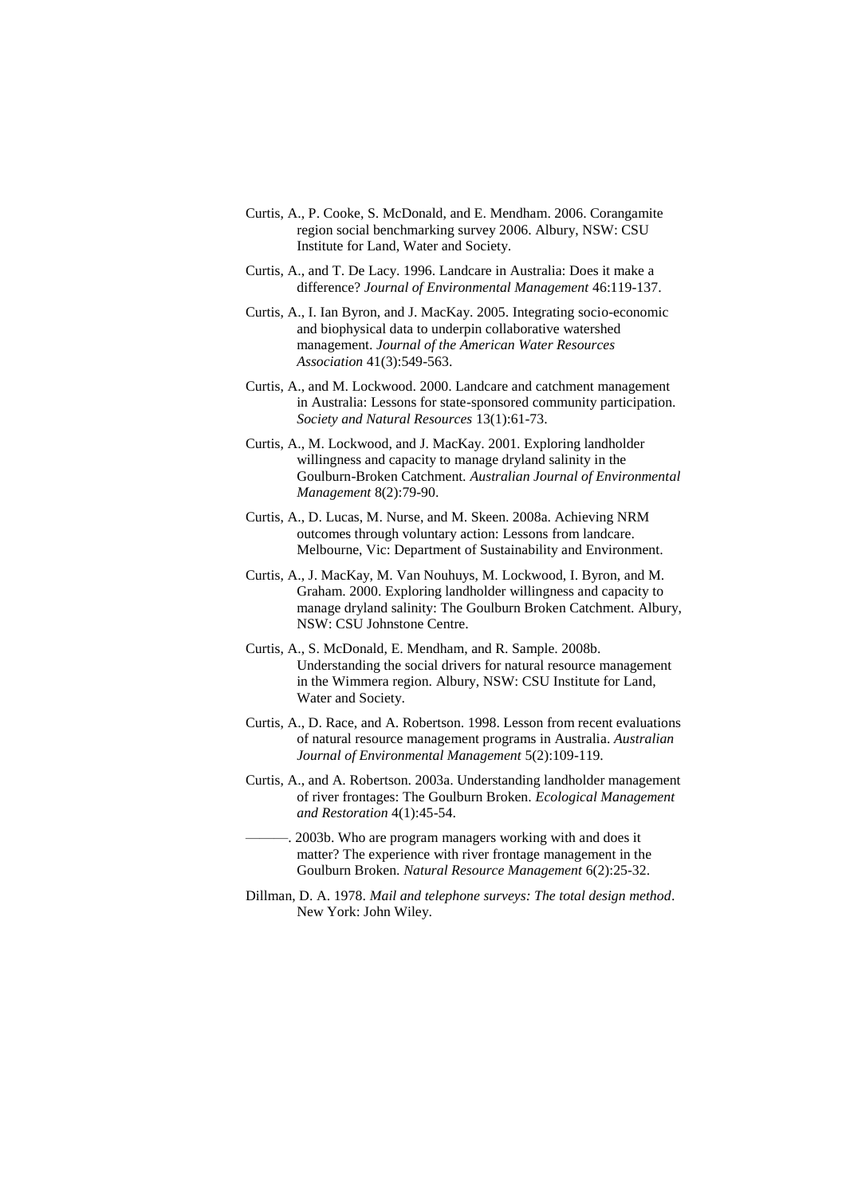Curtis, A., P. Cooke, S. McDonald, and E. Mendham. 2006. Corangamite region social benchmarking survey 2006. Albury, NSW: CSU Institute for Land, Water and Society.

Curtis, A., and T. De Lacy. 1996. Landcare in Australia: Does it make a difference? *Journal of Environmental Management* 46:119-137.

Curtis, A., I. Ian Byron, and J. MacKay. 2005. Integrating socio-economic and biophysical data to underpin collaborative watershed management. *Journal of the American Water Resources Association* 41(3):549-563.

Curtis, A., and M. Lockwood. 2000. Landcare and catchment management in Australia: Lessons for state-sponsored community participation. *Society and Natural Resources* 13(1):61-73.

Curtis, A., M. Lockwood, and J. MacKay. 2001. Exploring landholder willingness and capacity to manage dryland salinity in the Goulburn-Broken Catchment. *Australian Journal of Environmental Management* 8(2):79-90.

Curtis, A., D. Lucas, M. Nurse, and M. Skeen. 2008a. Achieving NRM outcomes through voluntary action: Lessons from landcare. Melbourne, Vic: Department of Sustainability and Environment.

Curtis, A., J. MacKay, M. Van Nouhuys, M. Lockwood, I. Byron, and M. Graham. 2000. Exploring landholder willingness and capacity to manage dryland salinity: The Goulburn Broken Catchment. Albury, NSW: CSU Johnstone Centre.

Curtis, A., S. McDonald, E. Mendham, and R. Sample. 2008b. Understanding the social drivers for natural resource management in the Wimmera region. Albury, NSW: CSU Institute for Land, Water and Society.

Curtis, A., D. Race, and A. Robertson. 1998. Lesson from recent evaluations of natural resource management programs in Australia. *Australian Journal of Environmental Management* 5(2):109-119.

Curtis, A., and A. Robertson. 2003a. Understanding landholder management of river frontages: The Goulburn Broken. *Ecological Management and Restoration* 4(1):45-54.

———. 2003b. Who are program managers working with and does it matter? The experience with river frontage management in the Goulburn Broken. *Natural Resource Management* 6(2):25-32.

Dillman, D. A. 1978. *Mail and telephone surveys: The total design method*. New York: John Wiley.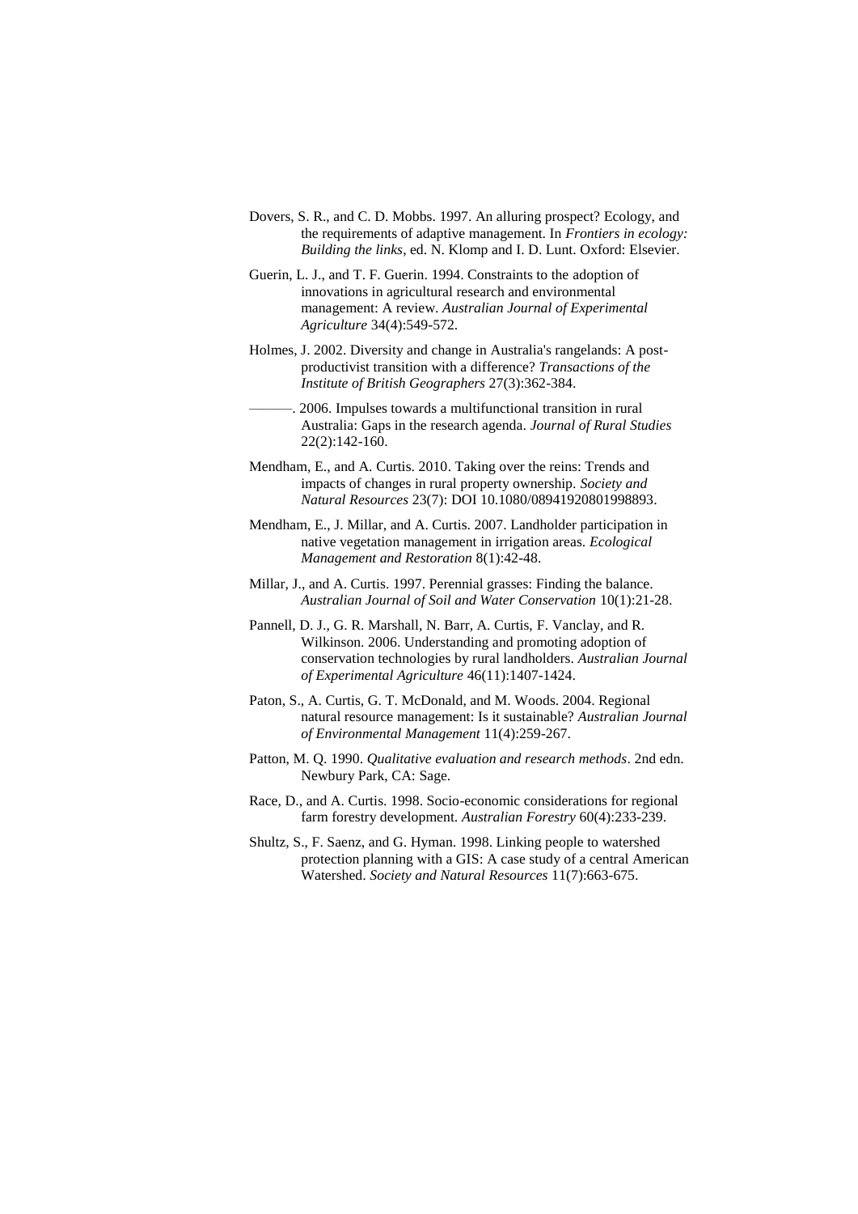Dovers, S. R., and C. D. Mobbs. 1997. An alluring prospect? Ecology, and the requirements of adaptive management. In *Frontiers in ecology: Building the links*, ed. N. Klomp and I. D. Lunt. Oxford: Elsevier.

Guerin, L. J., and T. F. Guerin. 1994. Constraints to the adoption of innovations in agricultural research and environmental management: A review. *Australian Journal of Experimental Agriculture* 34(4):549-572.

Holmes, J. 2002. Diversity and change in Australia's rangelands: A post-productivist transition with a difference? *Transactions of the Institute of British Geographers* 27(3):362-384.

———. 2006. Impulses towards a multifunctional transition in rural Australia: Gaps in the research agenda. *Journal of Rural Studies* 22(2):142-160.

Mendham, E., and A. Curtis. 2010. Taking over the reins: Trends and impacts of changes in rural property ownership. *Society and Natural Resources* 23(7): DOI 10.1080/08941920801998893.

Mendham, E., J. Millar, and A. Curtis. 2007. Landholder participation in native vegetation management in irrigation areas. *Ecological Management and Restoration* 8(1):42-48.

Millar, J., and A. Curtis. 1997. Perennial grasses: Finding the balance. *Australian Journal of Soil and Water Conservation* 10(1):21-28.

Pannell, D. J., G. R. Marshall, N. Barr, A. Curtis, F. Vanclay, and R. Wilkinson. 2006. Understanding and promoting adoption of conservation technologies by rural landholders. *Australian Journal of Experimental Agriculture* 46(11):1407-1424.

Paton, S., A. Curtis, G. T. McDonald, and M. Woods. 2004. Regional natural resource management: Is it sustainable? *Australian Journal of Environmental Management* 11(4):259-267.

Patton, M. Q. 1990. *Qualitative evaluation and research methods*. 2nd edn. Newbury Park, CA: Sage.

Race, D., and A. Curtis. 1998. Socio-economic considerations for regional farm forestry development. *Australian Forestry* 60(4):233-239.

Shultz, S., F. Saenz, and G. Hyman. 1998. Linking people to watershed protection planning with a GIS: A case study of a central American Watershed. *Society and Natural Resources* 11(7):663-675.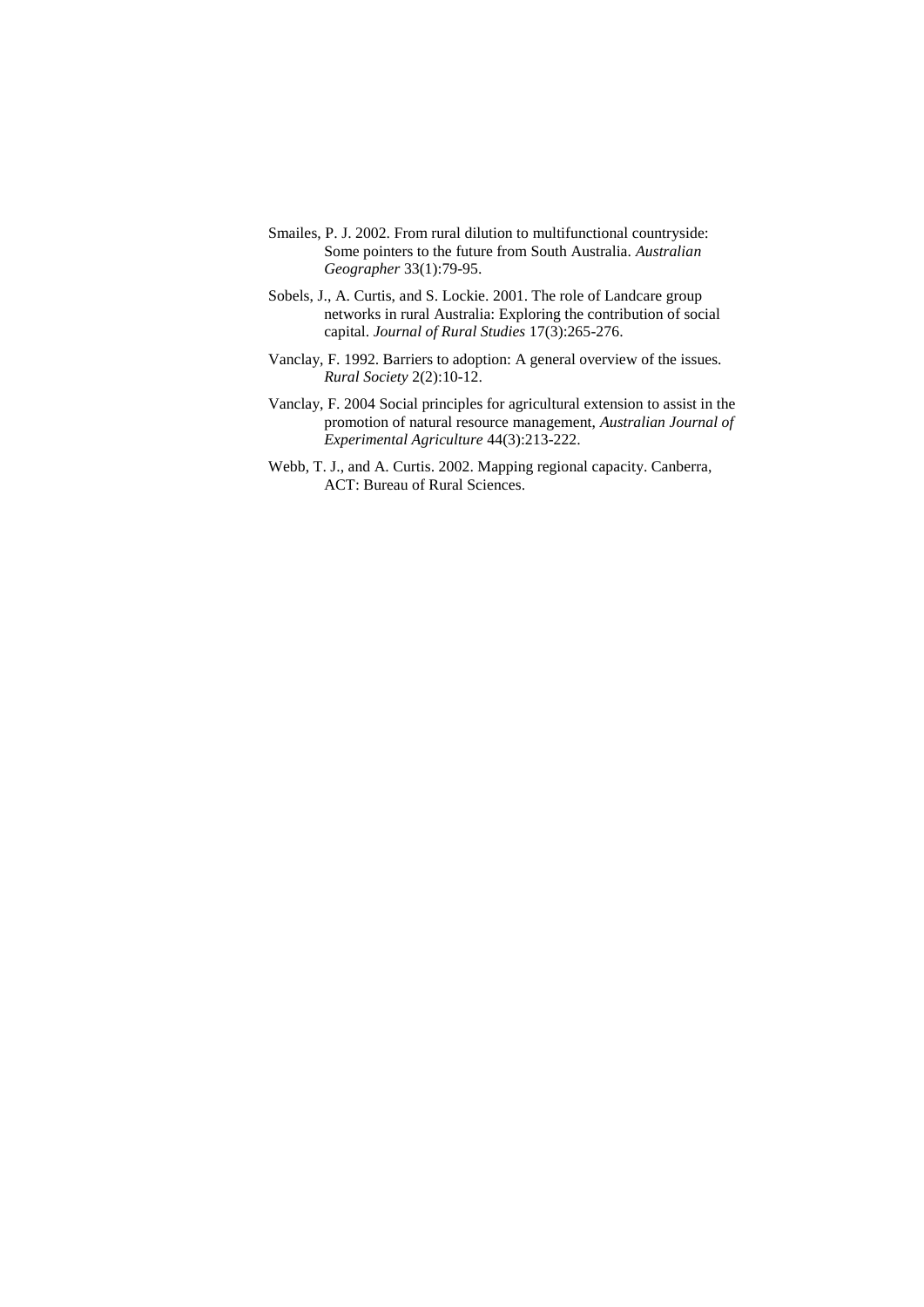Smailes, P. J. 2002. From rural dilution to multifunctional countryside: Some pointers to the future from South Australia. *Australian Geographer* 33(1):79-95.

Sobels, J., A. Curtis, and S. Lockie. 2001. The role of Landcare group networks in rural Australia: Exploring the contribution of social capital. *Journal of Rural Studies* 17(3):265-276.

Vanclay, F. 1992. Barriers to adoption: A general overview of the issues. *Rural Society* 2(2):10-12.

Vanclay, F. 2004 Social principles for agricultural extension to assist in the promotion of natural resource management, *Australian Journal of Experimental Agriculture* 44(3):213-222.

Webb, T. J., and A. Curtis. 2002. Mapping regional capacity. Canberra, ACT: Bureau of Rural Sciences.